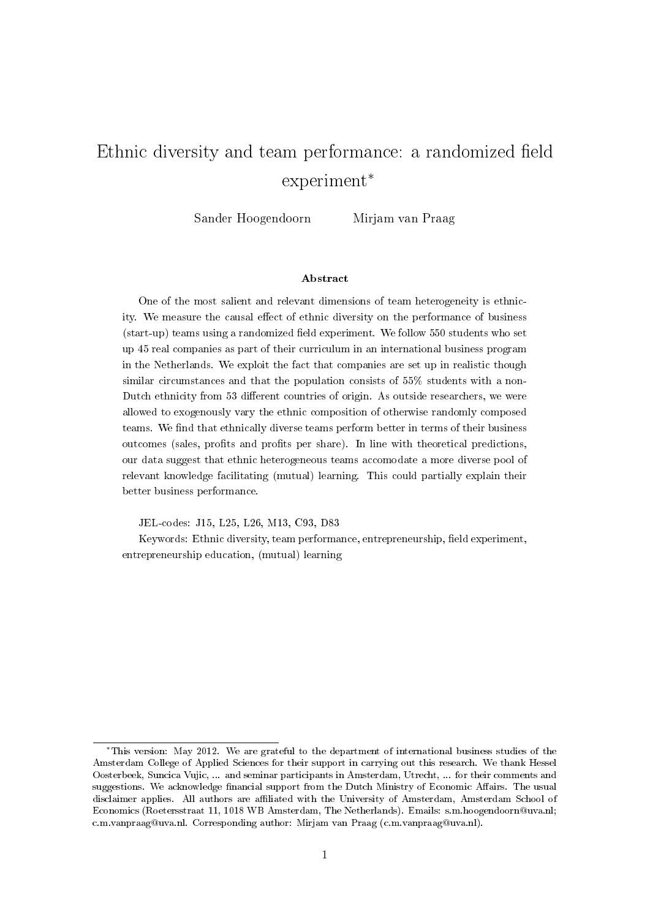# Ethnic diversity and team performance: a randomized field experiment*

Sander Hoogendoorn Mirjam van Praag

## Abstract

One of the most salient and relevant dimensions of team heterogeneity is ethnicity. We measure the causal effect of ethnic diversity on the performance of business (start-up) teams using a randomized field experiment. We follow 550 students who set up 45 real companies as part of their curriculum in an international business program in the Netherlands. We exploit the fact that companies are set up in realistic though similar circumstances and that the population consists of 55% students with a non-Dutch ethnicity from 53 different countries of origin. As outside researchers, we were allowed to exogenously vary the ethnic composition of otherwise randomly composed teams. We find that ethnically diverse teams perform better in terms of their business outcomes (sales, profits and profits per share). In line with theoretical predictions, our data suggest that ethnic heterogeneous teams accomodate a more diverse pool of relevant knowledge facilitating (mutual) learning. This could partially explain their better business performance.

JEL-codes: J15, L25, L26, M13, C93, D83

Keywords: Ethnic diversity, team performance, entrepreneurship, field experiment, entrepreneurship education, (mutual) learning

---

*This version: May 2012. We are grateful to the department of international business studies of the Amsterdam College of Applied Sciences for their support in carrying out this research. We thank Hessel Oosterbeek, Suncica Vujic, ... and seminar participants in Amsterdam, Utrecht, ... for their comments and suggestions. We acknowledge financial support from the Dutch Ministry of Economic Affairs. The usual disclaimer applies. All authors are affiliated with the University of Amsterdam, Amsterdam School of Economics (Roetersstraat 11, 1018 WB Amsterdam, The Netherlands). Emails: s.m.hoogendoorn@uva.nl; c.m.vanpraag@uva.nl. Corresponding author: Mirjam van Praag (c.m.vanpraag@uva.nl).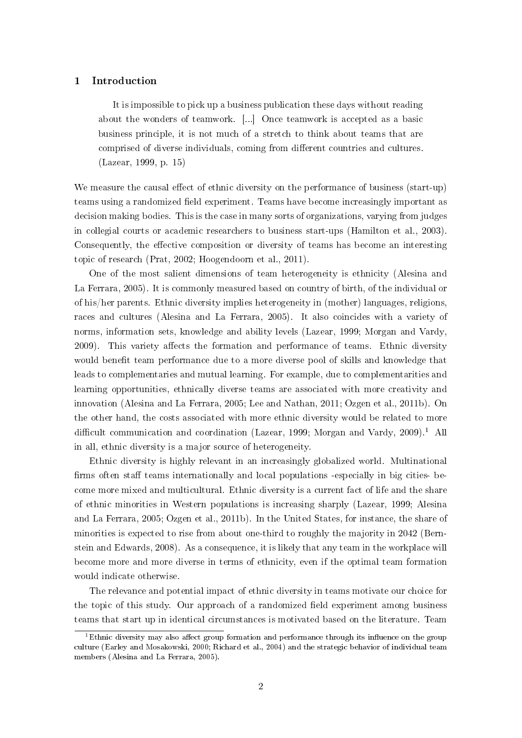## 1 Introduction

> It is impossible to pick up a business publication these days without reading about the wonders of teamwork. [...] Once teamwork is accepted as a basic business principle, it is not much of a stretch to think about teams that are comprised of diverse individuals, coming from different countries and cultures. (Lazear, 1999, p. 15)

We measure the causal effect of ethnic diversity on the performance of business (start-up) teams using a randomized field experiment. Teams have become increasingly important as decision making bodies. This is the case in many sorts of organizations, varying from judges in collegial courts or academic researchers to business start-ups (Hamilton et al., 2003). Consequently, the effective composition or diversity of teams has become an interesting topic of research (Prat, 2002; Hoogendoorn et al., 2011).

One of the most salient dimensions of team heterogeneity is ethnicity (Alesina and La Ferrara, 2005). It is commonly measured based on country of birth, of the individual or of his/her parents. Ethnic diversity implies heterogeneity in (mother) languages, religions, races and cultures (Alesina and La Ferrara, 2005). It also coincides with a variety of norms, information sets, knowledge and ability levels (Lazear, 1999; Morgan and Vardy, 2009). This variety affects the formation and performance of teams. Ethnic diversity would benefit team performance due to a more diverse pool of skills and knowledge that leads to complementaries and mutual learning. For example, due to complementarities and learning opportunities, ethnically diverse teams are associated with more creativity and innovation (Alesina and La Ferrara, 2005; Lee and Nathan, 2011; Ozgen et al., 2011b). On the other hand, the costs associated with more ethnic diversity would be related to more difficult communication and coordination (Lazear, 1999; Morgan and Vardy, 2009).[1] All in all, ethnic diversity is a major source of heterogeneity.

Ethnic diversity is highly relevant in an increasingly globalized world. Multinational firms often staff teams internationally and local populations -especially in big cities- become more mixed and multicultural. Ethnic diversity is a current fact of life and the share of ethnic minorities in Western populations is increasing sharply (Lazear, 1999; Alesina and La Ferrara, 2005; Ozgen et al., 2011b). In the United States, for instance, the share of minorities is expected to rise from about one-third to roughly the majority in 2042 (Bernstein and Edwards, 2008). As a consequence, it is likely that any team in the workplace will become more and more diverse in terms of ethnicity, even if the optimal team formation would indicate otherwise.

The relevance and potential impact of ethnic diversity in teams motivate our choice for the topic of this study. Our approach of a randomized field experiment among business teams that start up in identical circumstances is motivated based on the literature. Team

[1] Ethnic diversity may also affect group formation and performance through its influence on the group culture (Earley and Mosakowski, 2000; Richard et al., 2004) and the strategic behavior of individual team members (Alesina and La Ferrara, 2005).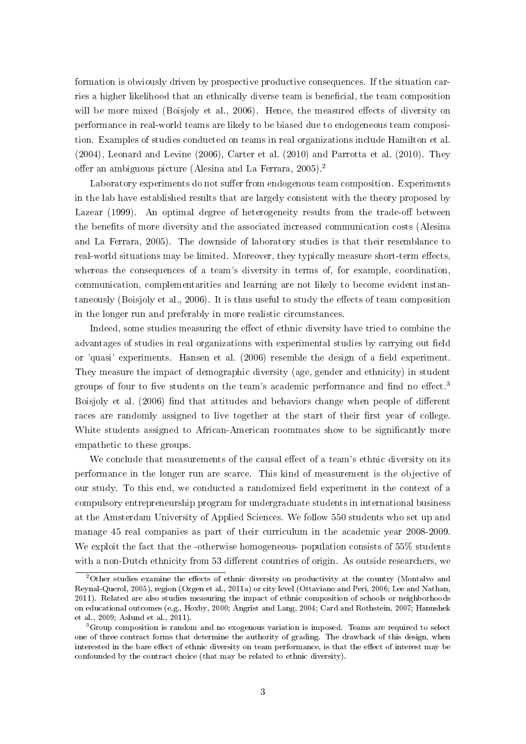formation is obviously driven by prospective productive consequences. If the situation carries a higher likelihood that an ethnically diverse team is beneficial, the team composition will be more mixed (Boisjoly et al., 2006). Hence, the measured effects of diversity on performance in real-world teams are likely to be biased due to endogeneous team composition. Examples of studies conducted on teams in real organizations include Hamilton et al. (2004), Leonard and Levine (2006), Carter et al. (2010) and Parrotta et al. (2010). They offer an ambiguous picture (Alesina and La Ferrara, 2005).[2]

Laboratory experiments do not suffer from endogenous team composition. Experiments in the lab have established results that are largely consistent with the theory proposed by Lazear (1999). An optimal degree of heterogeneity results from the trade-off between the benefits of more diversity and the associated increased communication costs (Alesina and La Ferrara, 2005). The downside of laboratory studies is that their resemblance to real-world situations may be limited. Moreover, they typically measure short-term effects, whereas the consequences of a team's diversity in terms of, for example, coordination, communication, complementarities and learning are not likely to become evident instantaneously (Boisjoly et al., 2006). It is thus useful to study the effects of team composition in the longer run and preferably in more realistic circumstances.

Indeed, some studies measuring the effect of ethnic diversity have tried to combine the advantages of studies in real organizations with experimental studies by carrying out field or 'quasi' experiments. Hansen et al. (2006) resemble the design of a field experiment. They measure the impact of demographic diversity (age, gender and ethnicity) in student groups of four to five students on the team's academic performance and find no effect.[3] Boisjoly et al. (2006) find that attitudes and behaviors change when people of different races are randomly assigned to live together at the start of their first year of college. White students assigned to African-American roommates show to be significantly more empathetic to these groups.

We conclude that measurements of the causal effect of a team's ethnic diversity on its performance in the longer run are scarce. This kind of measurement is the objective of our study. To this end, we conducted a randomized field experiment in the context of a compulsory entrepreneurship program for undergraduate students in international business at the Amsterdam University of Applied Sciences. We follow 550 students who set up and manage 45 real companies as part of their curriculum in the academic year 2008-2009. We exploit the fact that the -otherwise homogeneous- population consists of 55% students with a non-Dutch ethnicity from 53 different countries of origin. As outside researchers, we

[2] Other studies examine the effects of ethnic diversity on productivity at the country (Montalvo and Reynal-Querol, 2005), region (Ozgen et al., 2011a) or city level (Ottaviano and Peri, 2006; Lee and Nathan, 2011). Related are also studies measuring the impact of ethnic composition of schools or neighborhoods on educational outcomes (e.g., Hoxby, 2000; Angrist and Lang, 2004; Card and Rothstein, 2007; Hanushek et al., 2009; Aslund et al., 2011).

[3] Group composition is random and no exogenous variation is imposed. Teams are required to select one of three contract forms that determine the authority of grading. The drawback of this design, when interested in the bare effect of ethnic diversity on team performance, is that the effect of interest may be confounded by the contract choice (that may be related to ethnic diversity).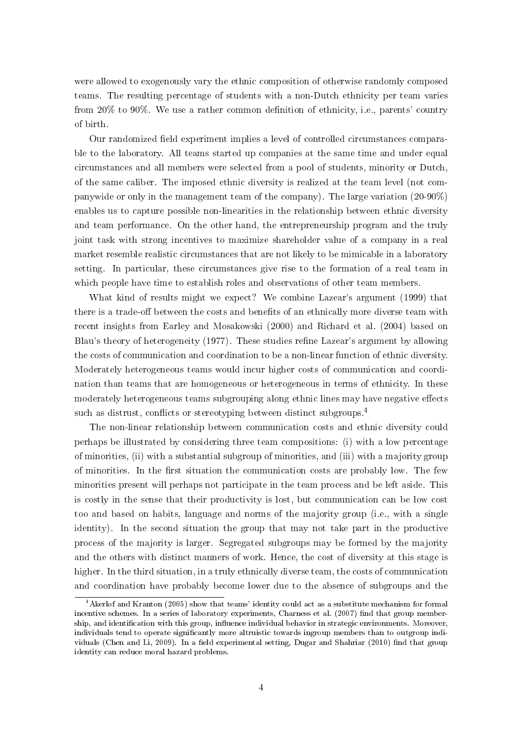were allowed to exogenously vary the ethnic composition of otherwise randomly composed teams. The resulting percentage of students with a non-Dutch ethnicity per team varies from 20% to 90%. We use a rather common definition of ethnicity, i.e., parents' country of birth.

Our randomized field experiment implies a level of controlled circumstances comparable to the laboratory. All teams started up companies at the same time and under equal circumstances and all members were selected from a pool of students, minority or Dutch, of the same caliber. The imposed ethnic diversity is realized at the team level (not companywide or only in the management team of the company). The large variation (20-90%) enables us to capture possible non-linearities in the relationship between ethnic diversity and team performance. On the other hand, the entrepreneurship program and the truly joint task with strong incentives to maximize shareholder value of a company in a real market resemble realistic circumstances that are not likely to be mimicable in a laboratory setting. In particular, these circumstances give rise to the formation of a real team in which people have time to establish roles and observations of other team members.

What kind of results might we expect? We combine Lazear's argument (1999) that there is a trade-off between the costs and benefits of an ethnically more diverse team with recent insights from Earley and Mosakowski (2000) and Richard et al. (2004) based on Blau's theory of heterogeneity (1977). These studies refine Lazear's argument by allowing the costs of communication and coordination to be a non-linear function of ethnic diversity. Moderately heterogeneous teams would incur higher costs of communication and coordination than teams that are homogeneous or heterogeneous in terms of ethnicity. In these moderately heterogeneous teams subgrouping along ethnic lines may have negative effects such as distrust, conflicts or stereotyping between distinct subgroups.[4]

The non-linear relationship between communication costs and ethnic diversity could perhaps be illustrated by considering three team compositions: (i) with a low percentage of minorities, (ii) with a substantial subgroup of minorities, and (iii) with a majority group of minorities. In the first situation the communication costs are probably low. The few minorities present will perhaps not participate in the team process and be left aside. This is costly in the sense that their productivity is lost, but communication can be low cost too and based on habits, language and norms of the majority group (i.e., with a single identity). In the second situation the group that may not take part in the productive process of the majority is larger. Segregated subgroups may be formed by the majority and the others with distinct manners of work. Hence, the cost of diversity at this stage is higher. In the third situation, in a truly ethnically diverse team, the costs of communication and coordination have probably become lower due to the absence of subgroups and the

[4] Akerlof and Kranton (2005) show that teams' identity could act as a substitute mechanism for formal incentive schemes. In a series of laboratory experiments, Charness et al. (2007) find that group membership, and identification with this group, influence individual behavior in strategic environments. Moreover, individuals tend to operate significantly more altruistic towards ingroup members than to outgroup individuals (Chen and Li, 2009). In a field experimental setting, Dugar and Shahriar (2010) find that group identity can reduce moral hazard problems.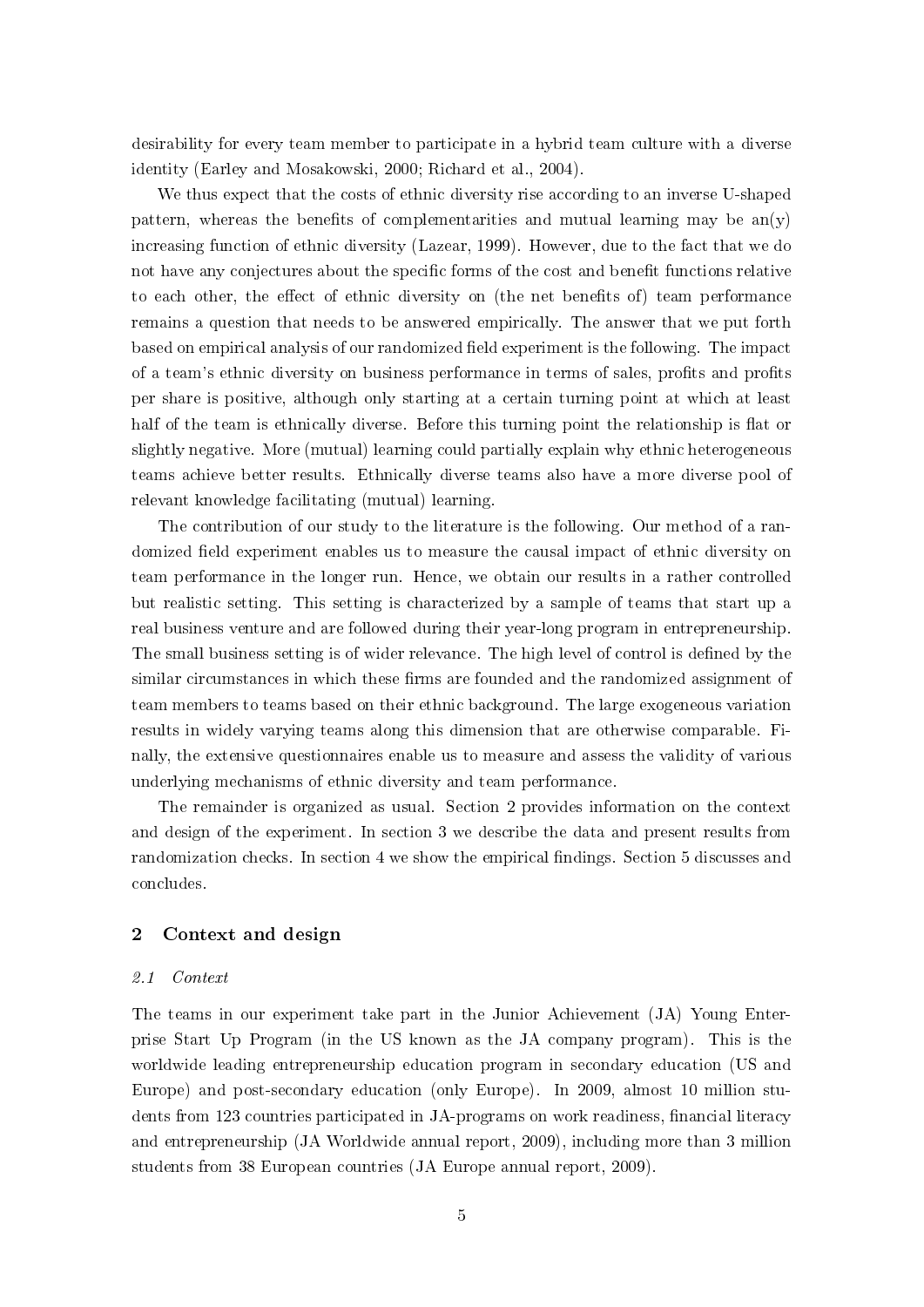desirability for every team member to participate in a hybrid team culture with a diverse identity (Earley and Mosakowski, 2000; Richard et al., 2004).

We thus expect that the costs of ethnic diversity rise according to an inverse U-shaped pattern, whereas the benefits of complementarities and mutual learning may be an(y) increasing function of ethnic diversity (Lazear, 1999). However, due to the fact that we do not have any conjectures about the specific forms of the cost and benefit functions relative to each other, the effect of ethnic diversity on (the net benefits of) team performance remains a question that needs to be answered empirically. The answer that we put forth based on empirical analysis of our randomized field experiment is the following. The impact of a team's ethnic diversity on business performance in terms of sales, profits and profits per share is positive, although only starting at a certain turning point at which at least half of the team is ethnically diverse. Before this turning point the relationship is flat or slightly negative. More (mutual) learning could partially explain why ethnic heterogeneous teams achieve better results. Ethnically diverse teams also have a more diverse pool of relevant knowledge facilitating (mutual) learning.

The contribution of our study to the literature is the following. Our method of a randomized field experiment enables us to measure the causal impact of ethnic diversity on team performance in the longer run. Hence, we obtain our results in a rather controlled but realistic setting. This setting is characterized by a sample of teams that start up a real business venture and are followed during their year-long program in entrepreneurship. The small business setting is of wider relevance. The high level of control is defined by the similar circumstances in which these firms are founded and the randomized assignment of team members to teams based on their ethnic background. The large exogeneous variation results in widely varying teams along this dimension that are otherwise comparable. Finally, the extensive questionnaires enable us to measure and assess the validity of various underlying mechanisms of ethnic diversity and team performance.

The remainder is organized as usual. Section 2 provides information on the context and design of the experiment. In section 3 we describe the data and present results from randomization checks. In section 4 we show the empirical findings. Section 5 discusses and concludes.

## 2 Context and design

### *2.1 Context*

The teams in our experiment take part in the Junior Achievement (JA) Young Enterprise Start Up Program (in the US known as the JA company program). This is the worldwide leading entrepreneurship education program in secondary education (US and Europe) and post-secondary education (only Europe). In 2009, almost 10 million students from 123 countries participated in JA-programs on work readiness, financial literacy and entrepreneurship (JA Worldwide annual report, 2009), including more than 3 million students from 38 European countries (JA Europe annual report, 2009).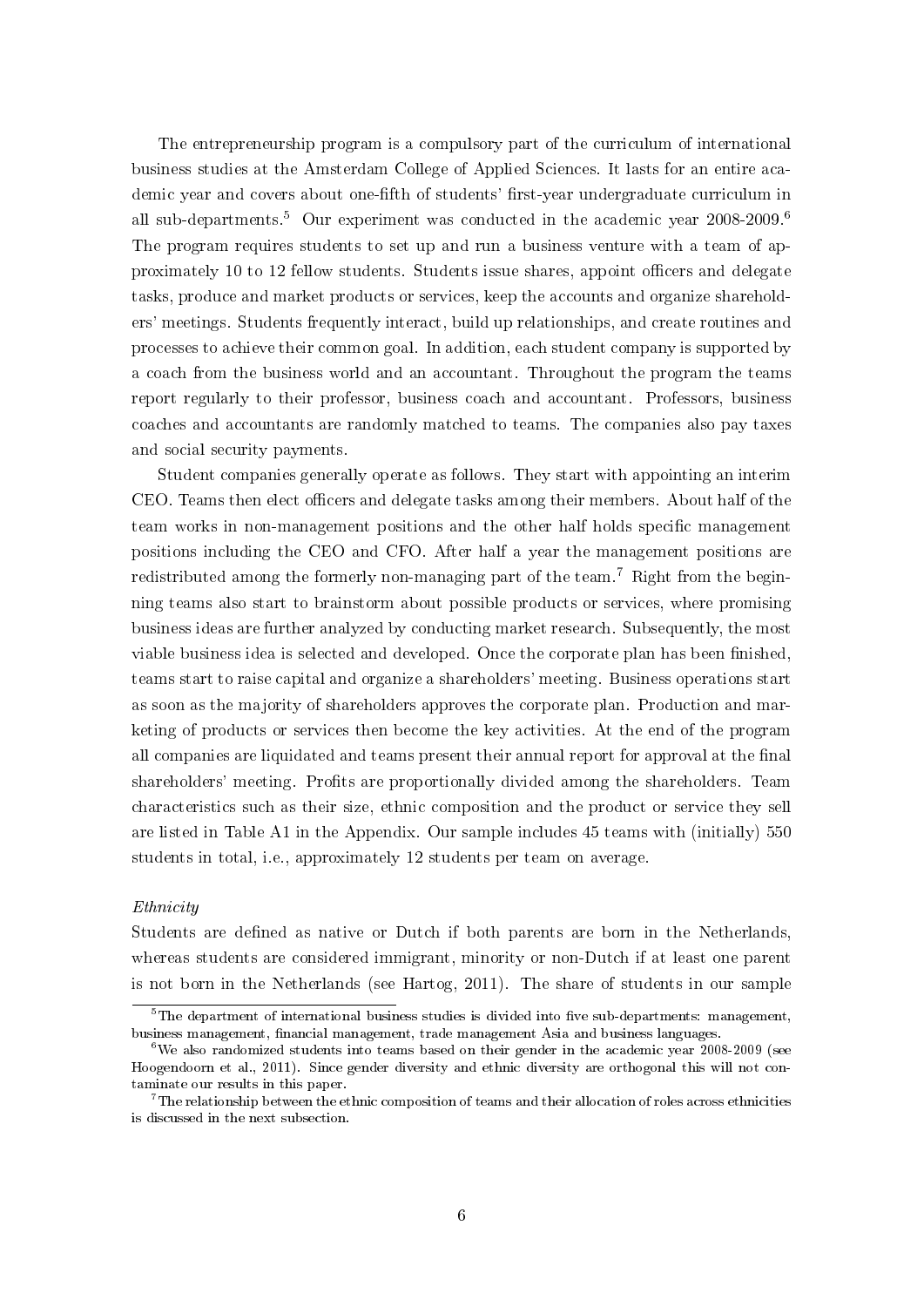The entrepreneurship program is a compulsory part of the curriculum of international business studies at the Amsterdam College of Applied Sciences. It lasts for an entire academic year and covers about one-fifth of students' first-year undergraduate curriculum in all sub-departments.[5] Our experiment was conducted in the academic year 2008-2009.[6] The program requires students to set up and run a business venture with a team of approximately 10 to 12 fellow students. Students issue shares, appoint officers and delegate tasks, produce and market products or services, keep the accounts and organize shareholders' meetings. Students frequently interact, build up relationships, and create routines and processes to achieve their common goal. In addition, each student company is supported by a coach from the business world and an accountant. Throughout the program the teams report regularly to their professor, business coach and accountant. Professors, business coaches and accountants are randomly matched to teams. The companies also pay taxes and social security payments.

Student companies generally operate as follows. They start with appointing an interim CEO. Teams then elect officers and delegate tasks among their members. About half of the team works in non-management positions and the other half holds specific management positions including the CEO and CFO. After half a year the management positions are redistributed among the formerly non-managing part of the team.[7] Right from the beginning teams also start to brainstorm about possible products or services, where promising business ideas are further analyzed by conducting market research. Subsequently, the most viable business idea is selected and developed. Once the corporate plan has been finished, teams start to raise capital and organize a shareholders' meeting. Business operations start as soon as the majority of shareholders approves the corporate plan. Production and marketing of products or services then become the key activities. At the end of the program all companies are liquidated and teams present their annual report for approval at the final shareholders' meeting. Profits are proportionally divided among the shareholders. Team characteristics such as their size, ethnic composition and the product or service they sell are listed in Table A1 in the Appendix. Our sample includes 45 teams with (initially) 550 students in total, i.e., approximately 12 students per team on average.

*Ethnicity*

Students are defined as native or Dutch if both parents are born in the Netherlands, whereas students are considered immigrant, minority or non-Dutch if at least one parent is not born in the Netherlands (see Hartog, 2011). The share of students in our sample

[5] The department of international business studies is divided into five sub-departments: management, business management, financial management, trade management Asia and business languages.

[6] We also randomized students into teams based on their gender in the academic year 2008-2009 (see Hoogendoorn et al., 2011). Since gender diversity and ethnic diversity are orthogonal this will not contaminate our results in this paper.

[7] The relationship between the ethnic composition of teams and their allocation of roles across ethnicities is discussed in the next subsection.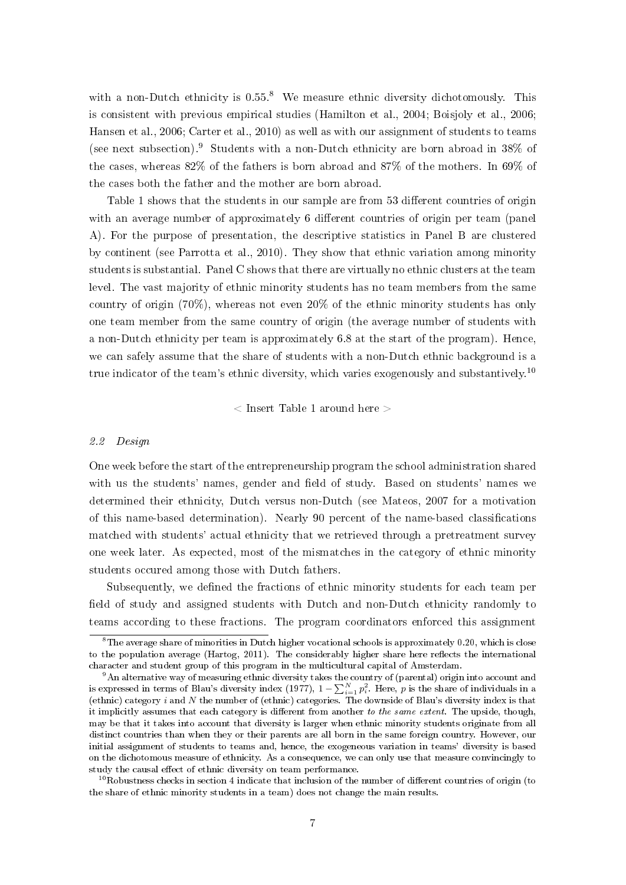with a non-Dutch ethnicity is 0.55.[8] We measure ethnic diversity dichotomously. This is consistent with previous empirical studies (Hamilton et al., 2004; Boisjoly et al., 2006; Hansen et al., 2006; Carter et al., 2010) as well as with our assignment of students to teams (see next subsection).[9] Students with a non-Dutch ethnicity are born abroad in 38% of the cases, whereas 82% of the fathers is born abroad and 87% of the mothers. In 69% of the cases both the father and the mother are born abroad.

Table 1 shows that the students in our sample are from 53 different countries of origin with an average number of approximately 6 different countries of origin per team (panel A). For the purpose of presentation, the descriptive statistics in Panel B are clustered by continent (see Parrotta et al., 2010). They show that ethnic variation among minority students is substantial. Panel C shows that there are virtually no ethnic clusters at the team level. The vast majority of ethnic minority students has no team members from the same country of origin (70%), whereas not even 20% of the ethnic minority students has only one team member from the same country of origin (the average number of students with a non-Dutch ethnicity per team is approximately 6.8 at the start of the program). Hence, we can safely assume that the share of students with a non-Dutch ethnic background is a true indicator of the team's ethnic diversity, which varies exogenously and substantively.[10]

< Insert Table 1 around here >

### 2.2 Design

One week before the start of the entrepreneurship program the school administration shared with us the students' names, gender and field of study. Based on students' names we determined their ethnicity, Dutch versus non-Dutch (see Mateos, 2007 for a motivation of this name-based determination). Nearly 90 percent of the name-based classifications matched with students' actual ethnicity that we retrieved through a pretreatment survey one week later. As expected, most of the mismatches in the category of ethnic minority students occured among those with Dutch fathers.

Subsequently, we defined the fractions of ethnic minority students for each team per field of study and assigned students with Dutch and non-Dutch ethnicity randomly to teams according to these fractions. The program coordinators enforced this assignment

[8] The average share of minorities in Dutch higher vocational schools is approximately 0.20, which is close to the population average (Hartog, 2011). The considerably higher share here reflects the international character and student group of this program in the multicultural capital of Amsterdam.

[9] An alternative way of measuring ethnic diversity takes the country of (parental) origin into account and is expressed in terms of Blau's diversity index (1977), $1 - \sum_{i=1}^{N} p_i^2$. Here, $p$ is the share of individuals in a (ethnic) category $i$ and $N$ the number of (ethnic) categories. The downside of Blau's diversity index is that it implicitly assumes that each category is different from another *to the same extent*. The upside, though, may be that it takes into account that diversity is larger when ethnic minority students originate from all distinct countries than when they or their parents are all born in the same foreign country. However, our initial assignment of students to teams and, hence, the exogeneous variation in teams' diversity is based on the dichotomous measure of ethnicity. As a consequence, we can only use that measure convincingly to study the causal effect of ethnic diversity on team performance.

[10] Robustness checks in section 4 indicate that inclusion of the number of different countries of origin (to the share of ethnic minority students in a team) does not change the main results.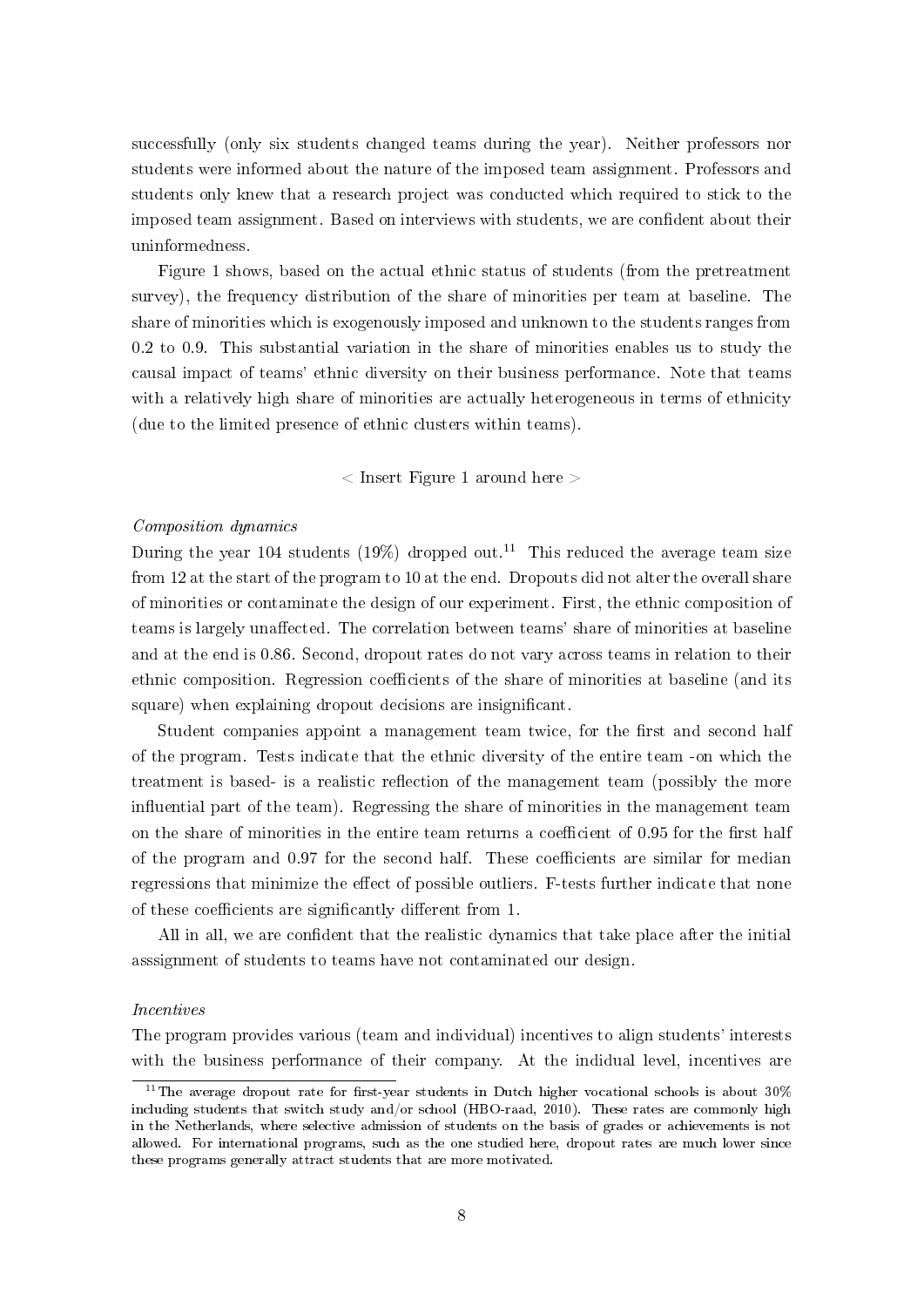successfully (only six students changed teams during the year). Neither professors nor students were informed about the nature of the imposed team assignment. Professors and students only knew that a research project was conducted which required to stick to the imposed team assignment. Based on interviews with students, we are confident about their uninformedness.

Figure 1 shows, based on the actual ethnic status of students (from the pretreatment survey), the frequency distribution of the share of minorities per team at baseline. The share of minorities which is exogenously imposed and unknown to the students ranges from 0.2 to 0.9. This substantial variation in the share of minorities enables us to study the causal impact of teams' ethnic diversity on their business performance. Note that teams with a relatively high share of minorities are actually heterogeneous in terms of ethnicity (due to the limited presence of ethnic clusters within teams).

< Insert Figure 1 around here >

*Composition dynamics*

During the year 104 students (19%) dropped out.[11] This reduced the average team size from 12 at the start of the program to 10 at the end. Dropouts did not alter the overall share of minorities or contaminate the design of our experiment. First, the ethnic composition of teams is largely unaffected. The correlation between teams' share of minorities at baseline and at the end is 0.86. Second, dropout rates do not vary across teams in relation to their ethnic composition. Regression coefficients of the share of minorities at baseline (and its square) when explaining dropout decisions are insignificant.

Student companies appoint a management team twice, for the first and second half of the program. Tests indicate that the ethnic diversity of the entire team -on which the treatment is based- is a realistic reflection of the management team (possibly the more influential part of the team). Regressing the share of minorities in the management team on the share of minorities in the entire team returns a coefficient of 0.95 for the first half of the program and 0.97 for the second half. These coefficients are similar for median regressions that minimize the effect of possible outliers. F-tests further indicate that none of these coefficients are significantly different from 1.

All in all, we are confident that the realistic dynamics that take place after the initial asssignment of students to teams have not contaminated our design.

*Incentives*

The program provides various (team and individual) incentives to align students' interests with the business performance of their company. At the indidual level, incentives are

[11] The average dropout rate for first-year students in Dutch higher vocational schools is about 30% including students that switch study and/or school (HBO-raad, 2010). These rates are commonly high in the Netherlands, where selective admission of students on the basis of grades or achievements is not allowed. For international programs, such as the one studied here, dropout rates are much lower since these programs generally attract students that are more motivated.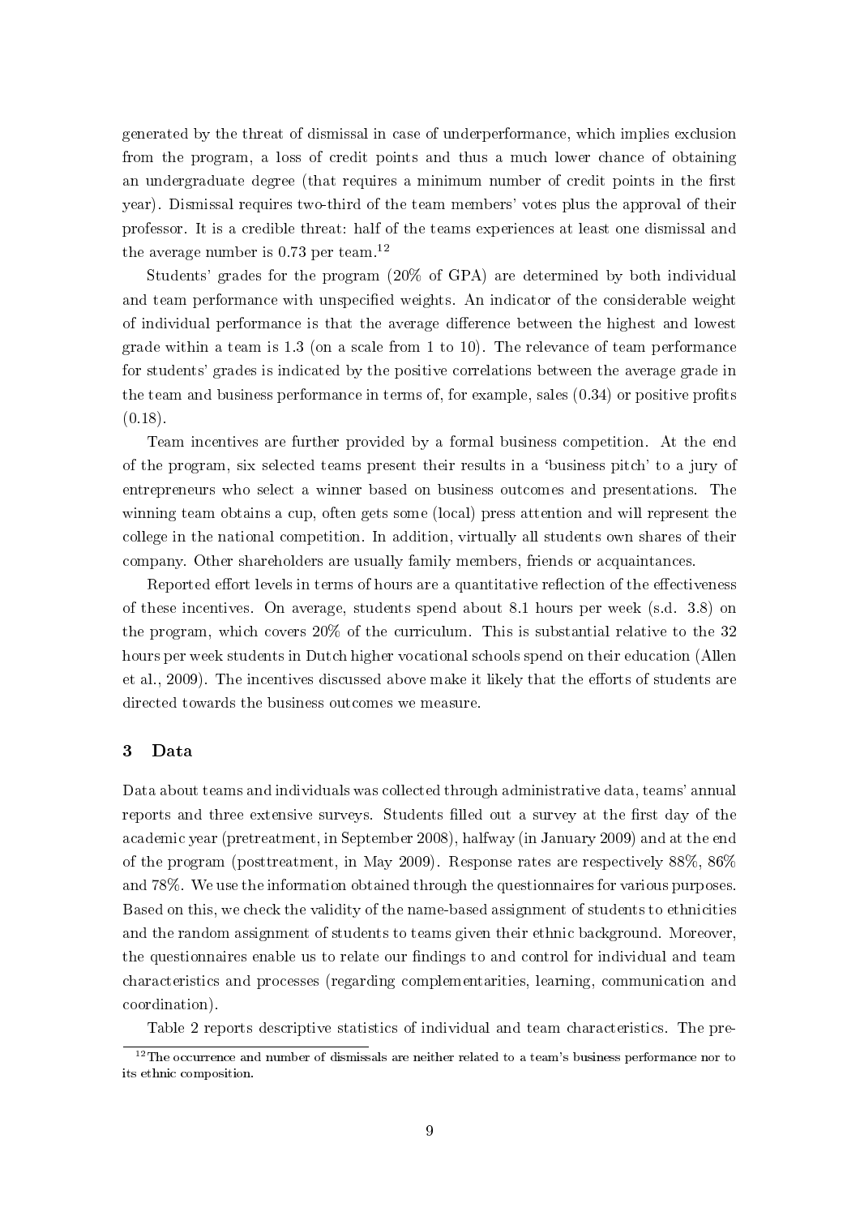generated by the threat of dismissal in case of underperformance, which implies exclusion from the program, a loss of credit points and thus a much lower chance of obtaining an undergraduate degree (that requires a minimum number of credit points in the first year). Dismissal requires two-third of the team members' votes plus the approval of their professor. It is a credible threat: half of the teams experiences at least one dismissal and the average number is 0.73 per team.[12]

Students' grades for the program (20% of GPA) are determined by both individual and team performance with unspecified weights. An indicator of the considerable weight of individual performance is that the average difference between the highest and lowest grade within a team is 1.3 (on a scale from 1 to 10). The relevance of team performance for students' grades is indicated by the positive correlations between the average grade in the team and business performance in terms of, for example, sales (0.34) or positive profits (0.18).

Team incentives are further provided by a formal business competition. At the end of the program, six selected teams present their results in a 'business pitch' to a jury of entrepreneurs who select a winner based on business outcomes and presentations. The winning team obtains a cup, often gets some (local) press attention and will represent the college in the national competition. In addition, virtually all students own shares of their company. Other shareholders are usually family members, friends or acquaintances.

Reported effort levels in terms of hours are a quantitative reflection of the effectiveness of these incentives. On average, students spend about 8.1 hours per week (s.d. 3.8) on the program, which covers 20% of the curriculum. This is substantial relative to the 32 hours per week students in Dutch higher vocational schools spend on their education (Allen et al., 2009). The incentives discussed above make it likely that the efforts of students are directed towards the business outcomes we measure.

## 3 Data

Data about teams and individuals was collected through administrative data, teams' annual reports and three extensive surveys. Students filled out a survey at the first day of the academic year (pretreatment, in September 2008), halfway (in January 2009) and at the end of the program (posttreatment, in May 2009). Response rates are respectively 88%, 86% and 78%. We use the information obtained through the questionnaires for various purposes. Based on this, we check the validity of the name-based assignment of students to ethnicities and the random assignment of students to teams given their ethnic background. Moreover, the questionnaires enable us to relate our findings to and control for individual and team characteristics and processes (regarding complementarities, learning, communication and coordination).

Table 2 reports descriptive statistics of individual and team characteristics. The pre-

[12] The occurrence and number of dismissals are neither related to a team's business performance nor to its ethnic composition.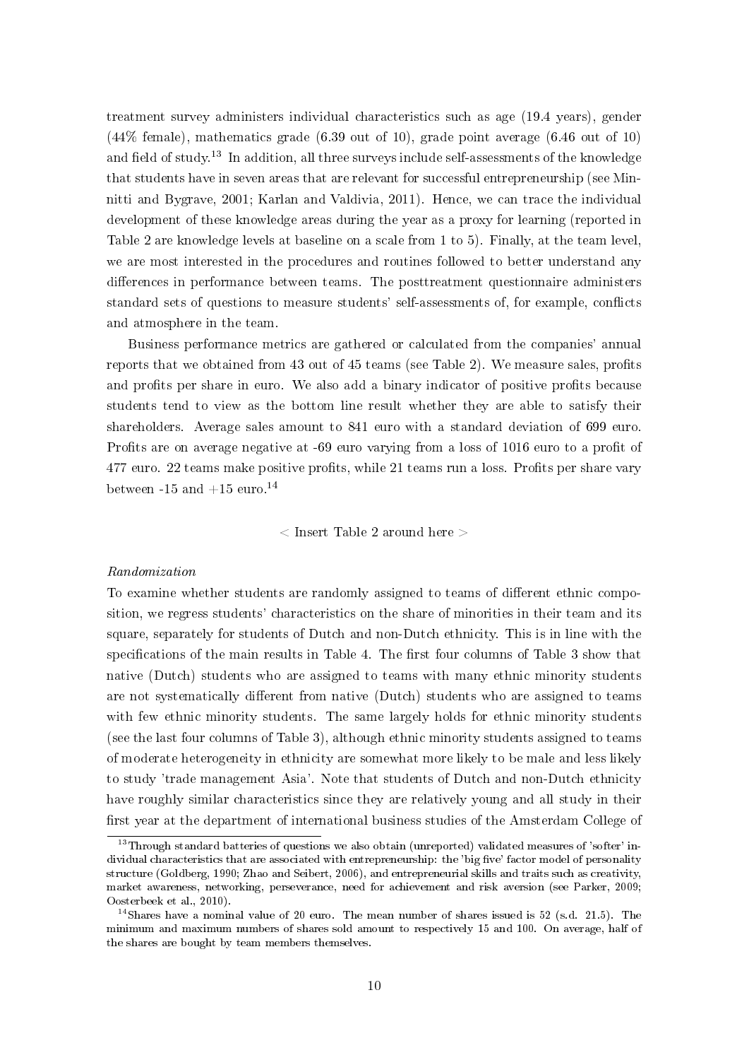treatment survey administers individual characteristics such as age (19.4 years), gender (44% female), mathematics grade (6.39 out of 10), grade point average (6.46 out of 10) and field of study.[13] In addition, all three surveys include self-assessments of the knowledge that students have in seven areas that are relevant for successful entrepreneurship (see Minnitti and Bygrave, 2001; Karlan and Valdivia, 2011). Hence, we can trace the individual development of these knowledge areas during the year as a proxy for learning (reported in Table 2 are knowledge levels at baseline on a scale from 1 to 5). Finally, at the team level, we are most interested in the procedures and routines followed to better understand any differences in performance between teams. The posttreatment questionnaire administers standard sets of questions to measure students' self-assessments of, for example, conflicts and atmosphere in the team.

Business performance metrics are gathered or calculated from the companies' annual reports that we obtained from 43 out of 45 teams (see Table 2). We measure sales, profits and profits per share in euro. We also add a binary indicator of positive profits because students tend to view as the bottom line result whether they are able to satisfy their shareholders. Average sales amount to 841 euro with a standard deviation of 699 euro. Profits are on average negative at -69 euro varying from a loss of 1016 euro to a profit of 477 euro. 22 teams make positive profits, while 21 teams run a loss. Profits per share vary between -15 and +15 euro.[14]

< Insert Table 2 around here >

*Randomization*

To examine whether students are randomly assigned to teams of different ethnic composition, we regress students' characteristics on the share of minorities in their team and its square, separately for students of Dutch and non-Dutch ethnicity. This is in line with the specifications of the main results in Table 4. The first four columns of Table 3 show that native (Dutch) students who are assigned to teams with many ethnic minority students are not systematically different from native (Dutch) students who are assigned to teams with few ethnic minority students. The same largely holds for ethnic minority students (see the last four columns of Table 3), although ethnic minority students assigned to teams of moderate heterogeneity in ethnicity are somewhat more likely to be male and less likely to study 'trade management Asia'. Note that students of Dutch and non-Dutch ethnicity have roughly similar characteristics since they are relatively young and all study in their first year at the department of international business studies of the Amsterdam College of

[13] Through standard batteries of questions we also obtain (unreported) validated measures of 'softer' individual characteristics that are associated with entrepreneurship: the 'big five' factor model of personality structure (Goldberg, 1990; Zhao and Seibert, 2006), and entrepreneurial skills and traits such as creativity, market awareness, networking, perseverance, need for achievement and risk aversion (see Parker, 2009; Oosterbeek et al., 2010).

[14] Shares have a nominal value of 20 euro. The mean number of shares issued is 52 (s.d. 21.5). The minimum and maximum numbers of shares sold amount to respectively 15 and 100. On average, half of the shares are bought by team members themselves.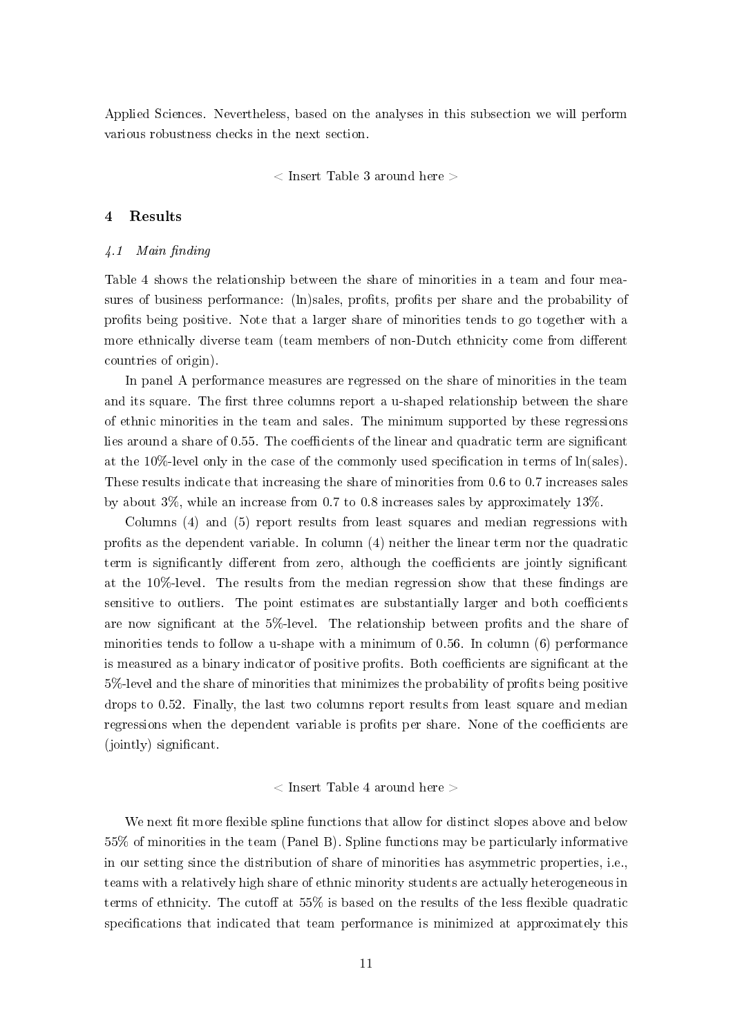Applied Sciences. Nevertheless, based on the analyses in this subsection we will perform various robustness checks in the next section.

< Insert Table 3 around here >

## 4 Results

### *4.1 Main finding*

Table 4 shows the relationship between the share of minorities in a team and four measures of business performance: (ln)sales, profits, profits per share and the probability of profits being positive. Note that a larger share of minorities tends to go together with a more ethnically diverse team (team members of non-Dutch ethnicity come from different countries of origin).

In panel A performance measures are regressed on the share of minorities in the team and its square. The first three columns report a u-shaped relationship between the share of ethnic minorities in the team and sales. The minimum supported by these regressions lies around a share of 0.55. The coefficients of the linear and quadratic term are significant at the 10%-level only in the case of the commonly used specification in terms of ln(sales). These results indicate that increasing the share of minorities from 0.6 to 0.7 increases sales by about 3%, while an increase from 0.7 to 0.8 increases sales by approximately 13%.

Columns (4) and (5) report results from least squares and median regressions with profits as the dependent variable. In column (4) neither the linear term nor the quadratic term is significantly different from zero, although the coefficients are jointly significant at the 10%-level. The results from the median regression show that these findings are sensitive to outliers. The point estimates are substantially larger and both coefficients are now significant at the 5%-level. The relationship between profits and the share of minorities tends to follow a u-shape with a minimum of 0.56. In column (6) performance is measured as a binary indicator of positive profits. Both coefficients are significant at the 5%-level and the share of minorities that minimizes the probability of profits being positive drops to 0.52. Finally, the last two columns report results from least square and median regressions when the dependent variable is profits per share. None of the coefficients are (jointly) significant.

< Insert Table 4 around here >

We next fit more flexible spline functions that allow for distinct slopes above and below 55% of minorities in the team (Panel B). Spline functions may be particularly informative in our setting since the distribution of share of minorities has asymmetric properties, i.e., teams with a relatively high share of ethnic minority students are actually heterogeneous in terms of ethnicity. The cutoff at 55% is based on the results of the less flexible quadratic specifications that indicated that team performance is minimized at approximately this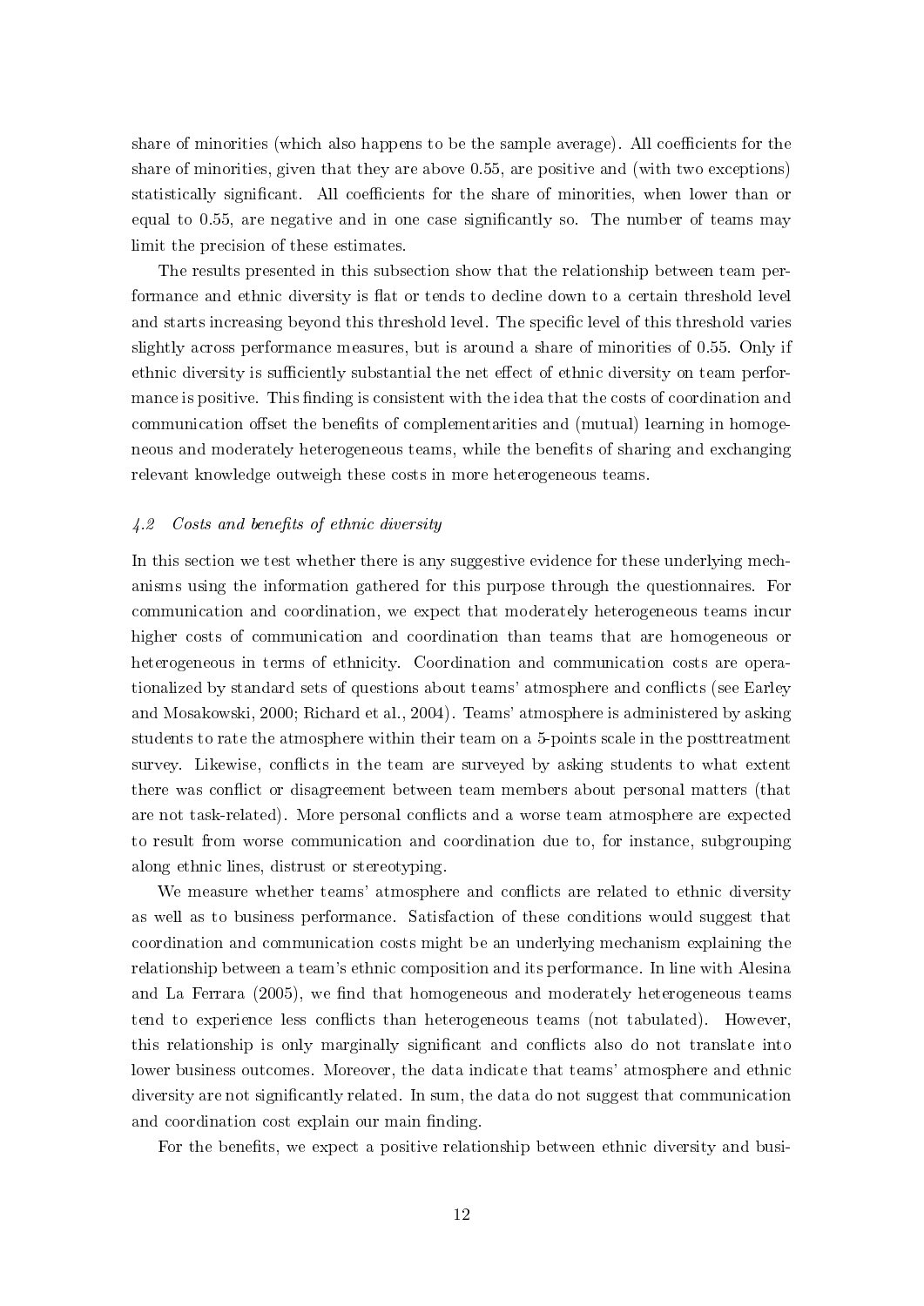share of minorities (which also happens to be the sample average). All coefficients for the share of minorities, given that they are above 0.55, are positive and (with two exceptions) statistically significant. All coefficients for the share of minorities, when lower than or equal to 0.55, are negative and in one case significantly so. The number of teams may limit the precision of these estimates.

The results presented in this subsection show that the relationship between team performance and ethnic diversity is flat or tends to decline down to a certain threshold level and starts increasing beyond this threshold level. The specific level of this threshold varies slightly across performance measures, but is around a share of minorities of 0.55. Only if ethnic diversity is sufficiently substantial the net effect of ethnic diversity on team performance is positive. This finding is consistent with the idea that the costs of coordination and communication offset the benefits of complementarities and (mutual) learning in homogeneous and moderately heterogeneous teams, while the benefits of sharing and exchanging relevant knowledge outweigh these costs in more heterogeneous teams.

### *4.2 Costs and benefits of ethnic diversity*

In this section we test whether there is any suggestive evidence for these underlying mechanisms using the information gathered for this purpose through the questionnaires. For communication and coordination, we expect that moderately heterogeneous teams incur higher costs of communication and coordination than teams that are homogeneous or heterogeneous in terms of ethnicity. Coordination and communication costs are operationalized by standard sets of questions about teams' atmosphere and conflicts (see Earley and Mosakowski, 2000; Richard et al., 2004). Teams' atmosphere is administered by asking students to rate the atmosphere within their team on a 5-points scale in the posttreatment survey. Likewise, conflicts in the team are surveyed by asking students to what extent there was conflict or disagreement between team members about personal matters (that are not task-related). More personal conflicts and a worse team atmosphere are expected to result from worse communication and coordination due to, for instance, subgrouping along ethnic lines, distrust or stereotyping.

We measure whether teams' atmosphere and conflicts are related to ethnic diversity as well as to business performance. Satisfaction of these conditions would suggest that coordination and communication costs might be an underlying mechanism explaining the relationship between a team's ethnic composition and its performance. In line with Alesina and La Ferrara (2005), we find that homogeneous and moderately heterogeneous teams tend to experience less conflicts than heterogeneous teams (not tabulated). However, this relationship is only marginally significant and conflicts also do not translate into lower business outcomes. Moreover, the data indicate that teams' atmosphere and ethnic diversity are not significantly related. In sum, the data do not suggest that communication and coordination cost explain our main finding.

For the benefits, we expect a positive relationship between ethnic diversity and busi-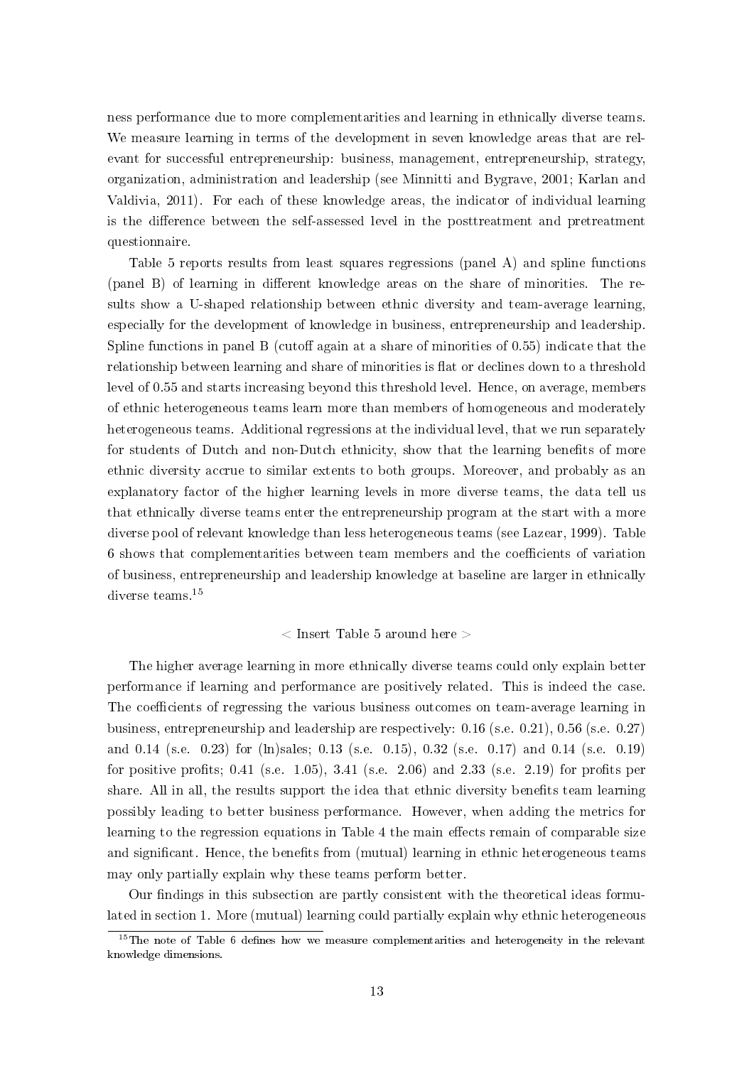ness performance due to more complementarities and learning in ethnically diverse teams. We measure learning in terms of the development in seven knowledge areas that are relevant for successful entrepreneurship: business, management, entrepreneurship, strategy, organization, administration and leadership (see Minnitti and Bygrave, 2001; Karlan and Valdivia, 2011). For each of these knowledge areas, the indicator of individual learning is the difference between the self-assessed level in the posttreatment and pretreatment questionnaire.

Table 5 reports results from least squares regressions (panel A) and spline functions (panel B) of learning in different knowledge areas on the share of minorities. The results show a U-shaped relationship between ethnic diversity and team-average learning, especially for the development of knowledge in business, entrepreneurship and leadership. Spline functions in panel B (cutoff again at a share of minorities of 0.55) indicate that the relationship between learning and share of minorities is flat or declines down to a threshold level of 0.55 and starts increasing beyond this threshold level. Hence, on average, members of ethnic heterogeneous teams learn more than members of homogeneous and moderately heterogeneous teams. Additional regressions at the individual level, that we run separately for students of Dutch and non-Dutch ethnicity, show that the learning benefits of more ethnic diversity accrue to similar extents to both groups. Moreover, and probably as an explanatory factor of the higher learning levels in more diverse teams, the data tell us that ethnically diverse teams enter the entrepreneurship program at the start with a more diverse pool of relevant knowledge than less heterogeneous teams (see Lazear, 1999). Table 6 shows that complementarities between team members and the coefficients of variation of business, entrepreneurship and leadership knowledge at baseline are larger in ethnically diverse teams.[15]

< Insert Table 5 around here >

The higher average learning in more ethnically diverse teams could only explain better performance if learning and performance are positively related. This is indeed the case. The coefficients of regressing the various business outcomes on team-average learning in business, entrepreneurship and leadership are respectively: 0.16 (s.e. 0.21), 0.56 (s.e. 0.27) and 0.14 (s.e. 0.23) for (ln)sales; 0.13 (s.e. 0.15), 0.32 (s.e. 0.17) and 0.14 (s.e. 0.19) for positive profits; 0.41 (s.e. 1.05), 3.41 (s.e. 2.06) and 2.33 (s.e. 2.19) for profits per share. All in all, the results support the idea that ethnic diversity benefits team learning possibly leading to better business performance. However, when adding the metrics for learning to the regression equations in Table 4 the main effects remain of comparable size and significant. Hence, the benefits from (mutual) learning in ethnic heterogeneous teams may only partially explain why these teams perform better.

Our findings in this subsection are partly consistent with the theoretical ideas formulated in section 1. More (mutual) learning could partially explain why ethnic heterogeneous

[15] The note of Table 6 defines how we measure complementarities and heterogeneity in the relevant knowledge dimensions.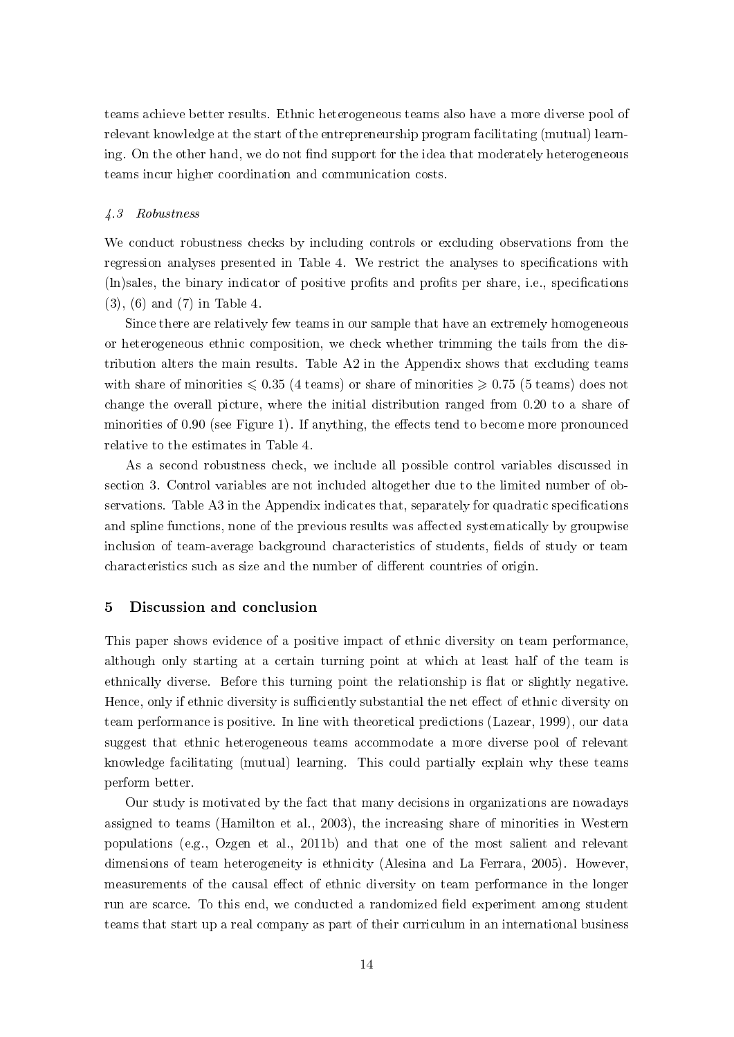teams achieve better results. Ethnic heterogeneous teams also have a more diverse pool of relevant knowledge at the start of the entrepreneurship program facilitating (mutual) learning. On the other hand, we do not find support for the idea that moderately heterogeneous teams incur higher coordination and communication costs.

### *4.3 Robustness*

We conduct robustness checks by including controls or excluding observations from the regression analyses presented in Table 4. We restrict the analyses to specifications with (ln)sales, the binary indicator of positive profits and profits per share, i.e., specifications (3), (6) and (7) in Table 4.

Since there are relatively few teams in our sample that have an extremely homogeneous or heterogeneous ethnic composition, we check whether trimming the tails from the distribution alters the main results. Table A2 in the Appendix shows that excluding teams with share of minorities $\leqslant 0.35$ (4 teams) or share of minorities $\geqslant 0.75$ (5 teams) does not change the overall picture, where the initial distribution ranged from 0.20 to a share of minorities of 0.90 (see Figure 1). If anything, the effects tend to become more pronounced relative to the estimates in Table 4.

As a second robustness check, we include all possible control variables discussed in section 3. Control variables are not included altogether due to the limited number of observations. Table A3 in the Appendix indicates that, separately for quadratic specifications and spline functions, none of the previous results was affected systematically by groupwise inclusion of team-average background characteristics of students, fields of study or team characteristics such as size and the number of different countries of origin.

## 5 Discussion and conclusion

This paper shows evidence of a positive impact of ethnic diversity on team performance, although only starting at a certain turning point at which at least half of the team is ethnically diverse. Before this turning point the relationship is flat or slightly negative. Hence, only if ethnic diversity is sufficiently substantial the net effect of ethnic diversity on team performance is positive. In line with theoretical predictions (Lazear, 1999), our data suggest that ethnic heterogeneous teams accommodate a more diverse pool of relevant knowledge facilitating (mutual) learning. This could partially explain why these teams perform better.

Our study is motivated by the fact that many decisions in organizations are nowadays assigned to teams (Hamilton et al., 2003), the increasing share of minorities in Western populations (e.g., Ozgen et al., 2011b) and that one of the most salient and relevant dimensions of team heterogeneity is ethnicity (Alesina and La Ferrara, 2005). However, measurements of the causal effect of ethnic diversity on team performance in the longer run are scarce. To this end, we conducted a randomized field experiment among student teams that start up a real company as part of their curriculum in an international business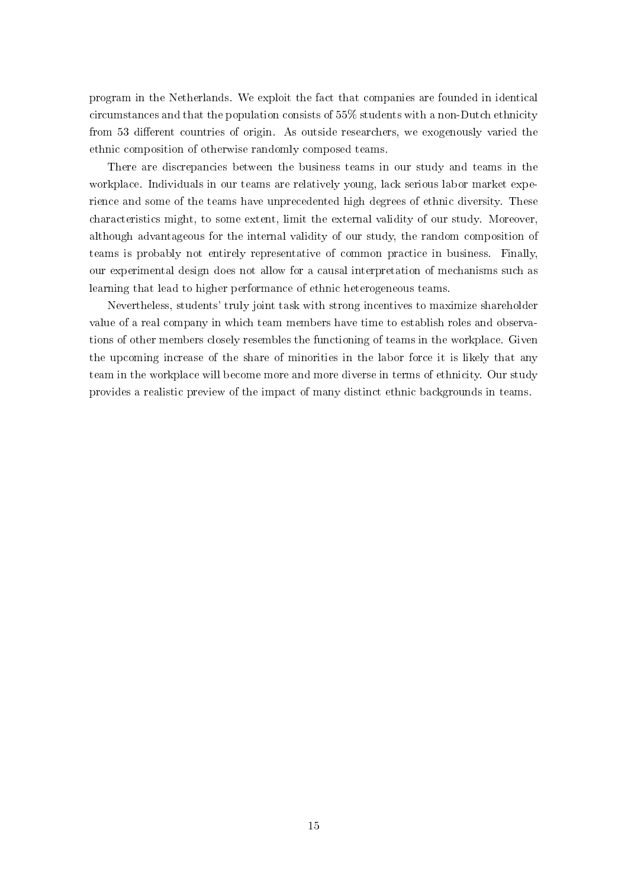program in the Netherlands. We exploit the fact that companies are founded in identical circumstances and that the population consists of 55% students with a non-Dutch ethnicity from 53 different countries of origin. As outside researchers, we exogenously varied the ethnic composition of otherwise randomly composed teams.

There are discrepancies between the business teams in our study and teams in the workplace. Individuals in our teams are relatively young, lack serious labor market experience and some of the teams have unprecedented high degrees of ethnic diversity. These characteristics might, to some extent, limit the external validity of our study. Moreover, although advantageous for the internal validity of our study, the random composition of teams is probably not entirely representative of common practice in business. Finally, our experimental design does not allow for a causal interpretation of mechanisms such as learning that lead to higher performance of ethnic heterogeneous teams.

Nevertheless, students' truly joint task with strong incentives to maximize shareholder value of a real company in which team members have time to establish roles and observations of other members closely resembles the functioning of teams in the workplace. Given the upcoming increase of the share of minorities in the labor force it is likely that any team in the workplace will become more and more diverse in terms of ethnicity. Our study provides a realistic preview of the impact of many distinct ethnic backgrounds in teams.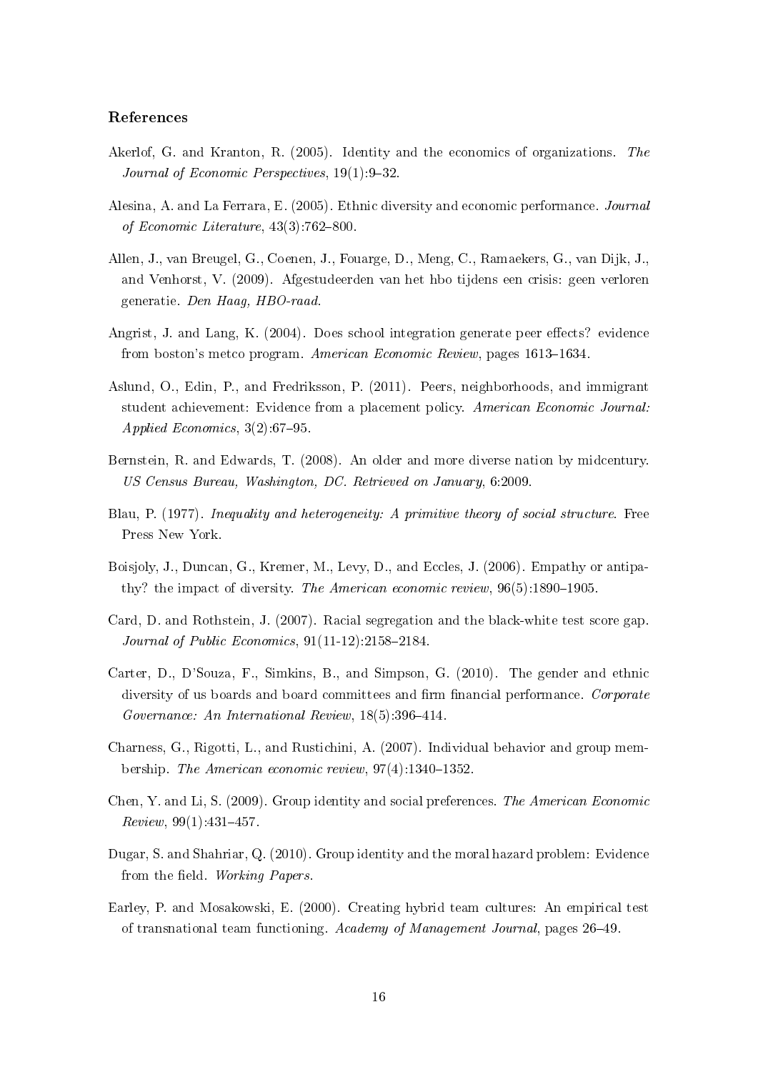## References

Akerlof, G. and Kranton, R. (2005). Identity and the economics of organizations. *The Journal of Economic Perspectives*, 19(1):9–32.

Alesina, A. and La Ferrara, E. (2005). Ethnic diversity and economic performance. *Journal of Economic Literature*, 43(3):762–800.

Allen, J., van Breugel, G., Coenen, J., Fouarge, D., Meng, C., Ramaekers, G., van Dijk, J., and Venhorst, V. (2009). Afgestudeerden van het hbo tijdens een crisis: geen verloren generatie. *Den Haag, HBO-raad*.

Angrist, J. and Lang, K. (2004). Does school integration generate peer effects? evidence from boston's metco program. *American Economic Review*, pages 1613–1634.

Aslund, O., Edin, P., and Fredriksson, P. (2011). Peers, neighborhoods, and immigrant student achievement: Evidence from a placement policy. *American Economic Journal: Applied Economics*, 3(2):67–95.

Bernstein, R. and Edwards, T. (2008). An older and more diverse nation by midcentury. *US Census Bureau, Washington, DC. Retrieved on January*, 6:2009.

Blau, P. (1977). *Inequality and heterogeneity: A primitive theory of social structure*. Free Press New York.

Boisjoly, J., Duncan, G., Kremer, M., Levy, D., and Eccles, J. (2006). Empathy or antipathy? the impact of diversity. *The American economic review*, 96(5):1890–1905.

Card, D. and Rothstein, J. (2007). Racial segregation and the black-white test score gap. *Journal of Public Economics*, 91(11-12):2158–2184.

Carter, D., D'Souza, F., Simkins, B., and Simpson, G. (2010). The gender and ethnic diversity of us boards and board committees and firm financial performance. *Corporate Governance: An International Review*, 18(5):396–414.

Charness, G., Rigotti, L., and Rustichini, A. (2007). Individual behavior and group membership. *The American economic review*, 97(4):1340–1352.

Chen, Y. and Li, S. (2009). Group identity and social preferences. *The American Economic Review*, 99(1):431–457.

Dugar, S. and Shahriar, Q. (2010). Group identity and the moral hazard problem: Evidence from the field. *Working Papers*.

Earley, P. and Mosakowski, E. (2000). Creating hybrid team cultures: An empirical test of transnational team functioning. *Academy of Management Journal*, pages 26–49.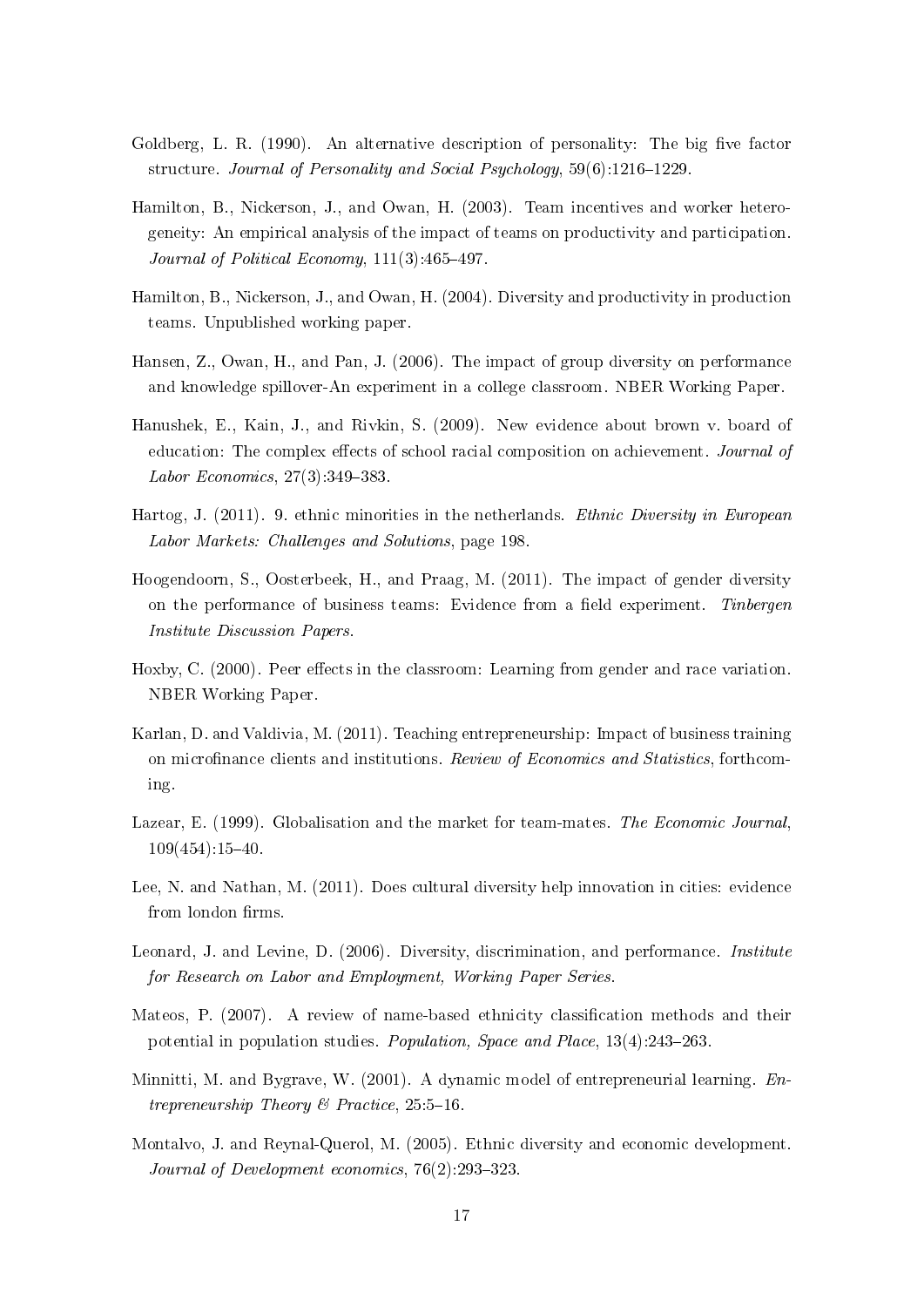Goldberg, L. R. (1990). An alternative description of personality: The big five factor structure. *Journal of Personality and Social Psychology*, 59(6):1216–1229.

Hamilton, B., Nickerson, J., and Owan, H. (2003). Team incentives and worker heterogeneity: An empirical analysis of the impact of teams on productivity and participation. *Journal of Political Economy*, 111(3):465–497.

Hamilton, B., Nickerson, J., and Owan, H. (2004). Diversity and productivity in production teams. Unpublished working paper.

Hansen, Z., Owan, H., and Pan, J. (2006). The impact of group diversity on performance and knowledge spillover-An experiment in a college classroom. NBER Working Paper.

Hanushek, E., Kain, J., and Rivkin, S. (2009). New evidence about brown v. board of education: The complex effects of school racial composition on achievement. *Journal of Labor Economics*, 27(3):349–383.

Hartog, J. (2011). 9. ethnic minorities in the netherlands. *Ethnic Diversity in European Labor Markets: Challenges and Solutions*, page 198.

Hoogendoorn, S., Oosterbeek, H., and Praag, M. (2011). The impact of gender diversity on the performance of business teams: Evidence from a field experiment. *Tinbergen Institute Discussion Papers*.

Hoxby, C. (2000). Peer effects in the classroom: Learning from gender and race variation. NBER Working Paper.

Karlan, D. and Valdivia, M. (2011). Teaching entrepreneurship: Impact of business training on microfinance clients and institutions. *Review of Economics and Statistics*, forthcoming.

Lazear, E. (1999). Globalisation and the market for team-mates. *The Economic Journal*, 109(454):15–40.

Lee, N. and Nathan, M. (2011). Does cultural diversity help innovation in cities: evidence from london firms.

Leonard, J. and Levine, D. (2006). Diversity, discrimination, and performance. *Institute for Research on Labor and Employment, Working Paper Series*.

Mateos, P. (2007). A review of name-based ethnicity classification methods and their potential in population studies. *Population, Space and Place*, 13(4):243–263.

Minnitti, M. and Bygrave, W. (2001). A dynamic model of entrepreneurial learning. *Entrepreneurship Theory & Practice*, 25:5–16.

Montalvo, J. and Reynal-Querol, M. (2005). Ethnic diversity and economic development. *Journal of Development economics*, 76(2):293–323.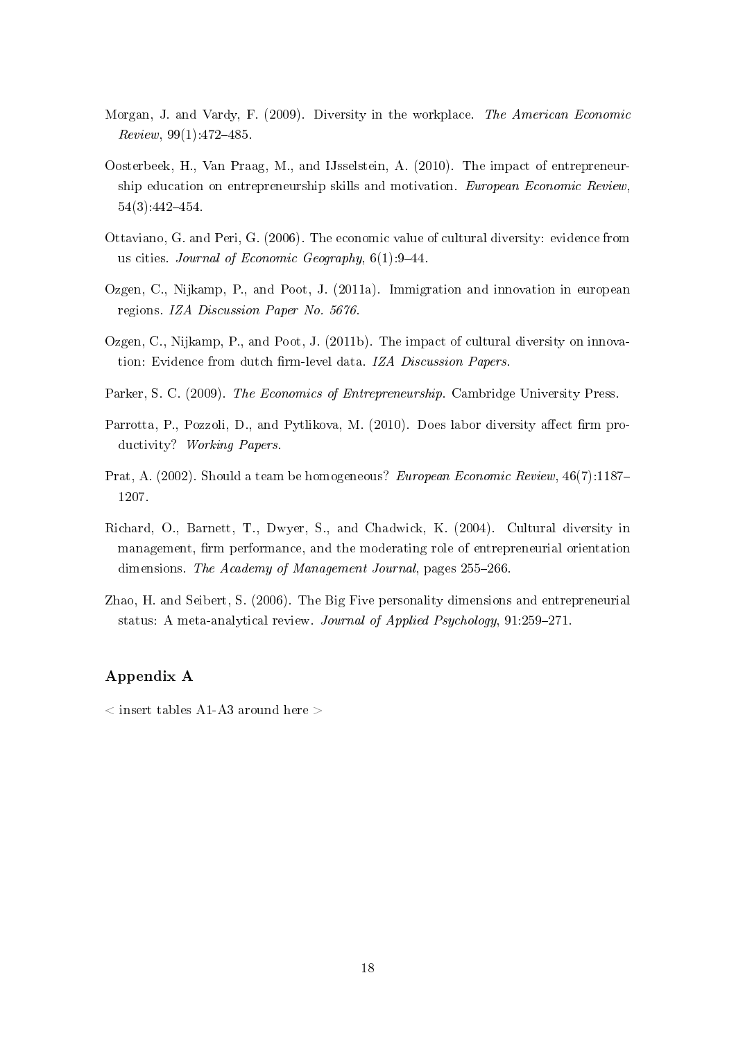Morgan, J. and Vardy, F. (2009). Diversity in the workplace. *The American Economic Review*, 99(1):472–485.

Oosterbeek, H., Van Praag, M., and IJsselstein, A. (2010). The impact of entrepreneurship education on entrepreneurship skills and motivation. *European Economic Review*, 54(3):442–454.

Ottaviano, G. and Peri, G. (2006). The economic value of cultural diversity: evidence from us cities. *Journal of Economic Geography*, 6(1):9–44.

Ozgen, C., Nijkamp, P., and Poot, J. (2011a). Immigration and innovation in european regions. *IZA Discussion Paper No. 5676*.

Ozgen, C., Nijkamp, P., and Poot, J. (2011b). The impact of cultural diversity on innovation: Evidence from dutch firm-level data. *IZA Discussion Papers*.

Parker, S. C. (2009). *The Economics of Entrepreneurship*. Cambridge University Press.

Parrotta, P., Pozzoli, D., and Pytlikova, M. (2010). Does labor diversity affect firm productivity? *Working Papers*.

Prat, A. (2002). Should a team be homogeneous? *European Economic Review*, 46(7):1187–1207.

Richard, O., Barnett, T., Dwyer, S., and Chadwick, K. (2004). Cultural diversity in management, firm performance, and the moderating role of entrepreneurial orientation dimensions. *The Academy of Management Journal*, pages 255–266.

Zhao, H. and Seibert, S. (2006). The Big Five personality dimensions and entrepreneurial status: A meta-analytical review. *Journal of Applied Psychology*, 91:259–271.

## Appendix A

< insert tables A1-A3 around here >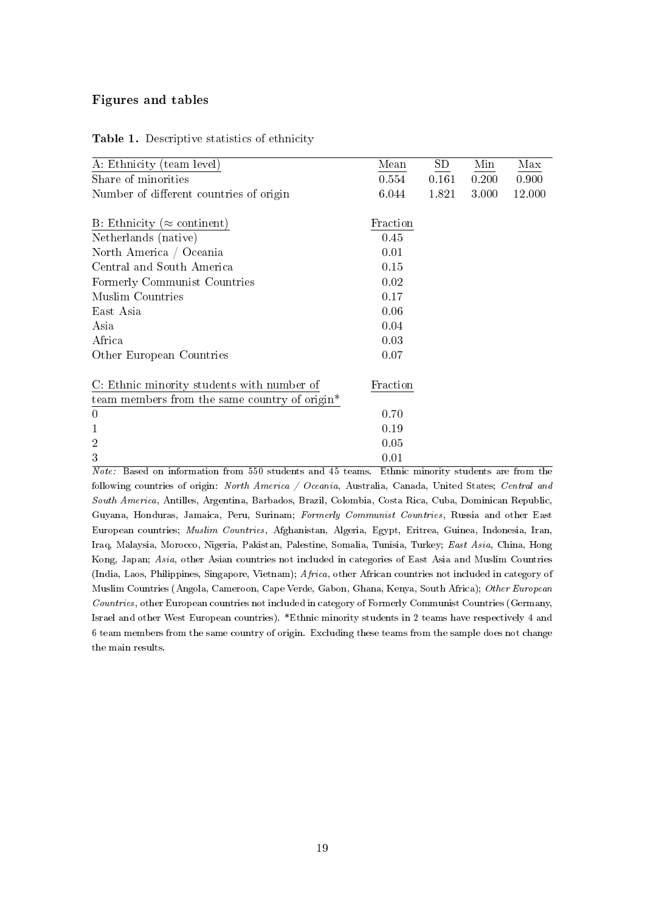### Figures and tables

**Table 1.** Descriptive statistics of ethnicity

| A: Ethnicity (team level) | Mean | SD | Min | Max |
|---|---|---|---|---|
| Share of minorities | 0.554 | 0.161 | 0.200 | 0.900 |
| Number of different countries of origin | 6.044 | 1.821 | 3.000 | 12.000 |
| | | | | |
| B: Ethnicity ($\approx$ continent) | Fraction | | | |
| Netherlands (native) | 0.45 | | | |
| North America / Oceania | 0.01 | | | |
| Central and South America | 0.15 | | | |
| Formerly Communist Countries | 0.02 | | | |
| Muslim Countries | 0.17 | | | |
| East Asia | 0.06 | | | |
| Asia | 0.04 | | | |
| Africa | 0.03 | | | |
| Other European Countries | 0.07 | | | |
| | | | | |
| C: Ethnic minority students with number of team members from the same country of origin* | Fraction | | | |
| 0 | 0.70 | | | |
| 1 | 0.19 | | | |
| 2 | 0.05 | | | |
| 3 | 0.01 | | | |

*Note:* Based on information from 550 students and 45 teams. Ethnic minority students are from the following countries of origin: *North America / Oceania*, Australia, Canada, United States; *Central and South America*, Antilles, Argentina, Barbados, Brazil, Colombia, Costa Rica, Cuba, Dominican Republic, Guyana, Honduras, Jamaica, Peru, Surinam; *Formerly Communist Countries*, Russia and other East European countries; *Muslim Countries*, Afghanistan, Algeria, Egypt, Eritrea, Guinea, Indonesia, Iran, Iraq, Malaysia, Morocco, Nigeria, Pakistan, Palestine, Somalia, Tunisia, Turkey; *East Asia*, China, Hong Kong, Japan; *Asia*, other Asian countries not included in categories of East Asia and Muslim Countries (India, Laos, Philippines, Singapore, Vietnam); *Africa*, other African countries not included in category of Muslim Countries (Angola, Cameroon, Cape Verde, Gabon, Ghana, Kenya, South Africa); *Other European Countries*, other European countries not included in category of Formerly Communist Countries (Germany, Israel and other West European countries). *Ethnic minority students in 2 teams have respectively 4 and 6 team members from the same country of origin. Excluding these teams from the sample does not change the main results.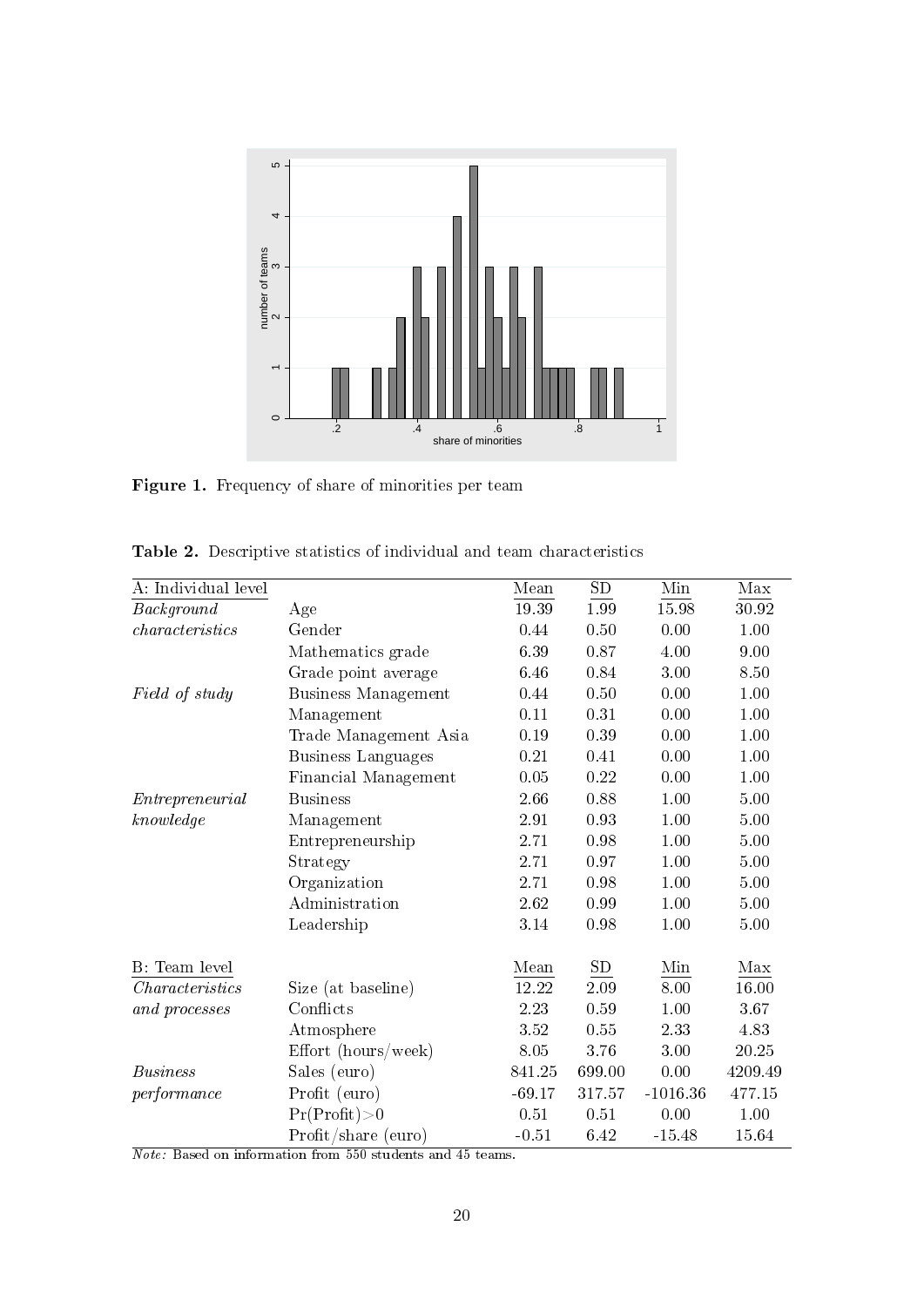**Figure 1.** Frequency of share of minorities per team

**Table 2.** Descriptive statistics of individual and team characteristics

| A: Individual level | | Mean | SD | Min | Max |
|---|---|---|---|---|---|
| *Background characteristics* | Age | 19.39 | 1.99 | 15.98 | 30.92 |
| | Gender | 0.44 | 0.50 | 0.00 | 1.00 |
| | Mathematics grade | 6.39 | 0.87 | 4.00 | 9.00 |
| | Grade point average | 6.46 | 0.84 | 3.00 | 8.50 |
| *Field of study* | Business Management | 0.44 | 0.50 | 0.00 | 1.00 |
| | Management | 0.11 | 0.31 | 0.00 | 1.00 |
| | Trade Management Asia | 0.19 | 0.39 | 0.00 | 1.00 |
| | Business Languages | 0.21 | 0.41 | 0.00 | 1.00 |
| | Financial Management | 0.05 | 0.22 | 0.00 | 1.00 |
| *Entrepreneurial knowledge* | Business | 2.66 | 0.88 | 1.00 | 5.00 |
| | Management | 2.91 | 0.93 | 1.00 | 5.00 |
| | Entrepreneurship | 2.71 | 0.98 | 1.00 | 5.00 |
| | Strategy | 2.71 | 0.97 | 1.00 | 5.00 |
| | Organization | 2.71 | 0.98 | 1.00 | 5.00 |
| | Administration | 2.62 | 0.99 | 1.00 | 5.00 |
| | Leadership | 3.14 | 0.98 | 1.00 | 5.00 |
| **B: Team level** | | **Mean** | **SD** | **Min** | **Max** |
| *Characteristics and processes* | Size (at baseline) | 12.22 | 2.09 | 8.00 | 16.00 |
| | Conflicts | 2.23 | 0.59 | 1.00 | 3.67 |
| | Atmosphere | 3.52 | 0.55 | 2.33 | 4.83 |
| | Effort (hours/week) | 8.05 | 3.76 | 3.00 | 20.25 |
| *Business performance* | Sales (euro) | 841.25 | 699.00 | 0.00 | 4209.49 |
| | Profit (euro) | -69.17 | 317.57 | -1016.36 | 477.15 |
| | Pr(Profit)>0 | 0.51 | 0.51 | 0.00 | 1.00 |
| | Profit/share (euro) | -0.51 | 6.42 | -15.48 | 15.64 |

*Note:* Based on information from 550 students and 45 teams.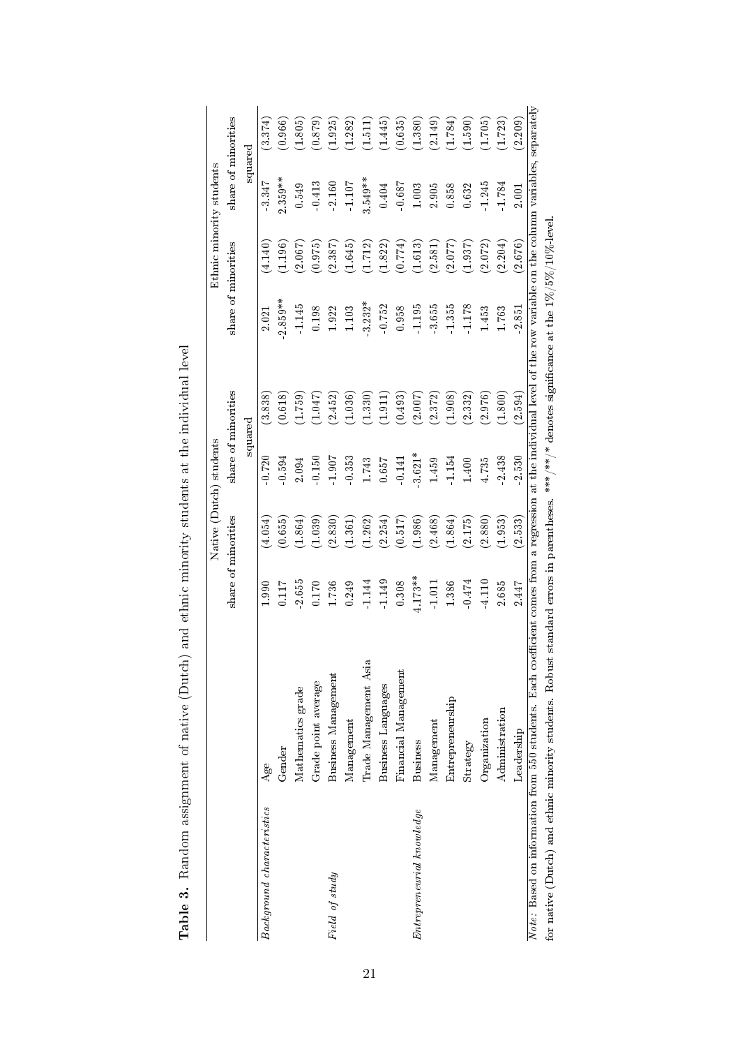**Table 3.** Random assignment of native (Dutch) and ethnic minority students at the individual level

| | | Native (Dutch) students | | | | Ethnic minority students | | | |
|---|---|---|---|---|---|---|---|---|---|
| | | share of minorities | | share of minorities squared | | share of minorities | | share of minorities squared | |
| *Background characteristics* | Age | 1.990 | (4.054) | -0.720 | (3.838) | 2.021 | (4.140) | -3.347 | (3.374) |
| | Gender | 0.117 | (0.655) | -0.594 | (0.618) | -2.859** | (1.196) | 2.359** | (0.966) |
| | Mathematics grade | -2.655 | (1.864) | 2.094 | (1.759) | -1.145 | (2.067) | 0.549 | (1.805) |
| | Grade point average | 0.170 | (1.039) | -0.150 | (1.047) | 0.198 | (0.975) | -0.413 | (0.879) |
| *Field of study* | Business Management | 1.736 | (2.830) | -1.907 | (2.452) | 1.922 | (2.387) | -2.160 | (1.925) |
| | Management | 0.249 | (1.361) | -0.353 | (1.036) | 1.103 | (1.645) | -1.107 | (1.282) |
| | Trade Management Asia | -1.144 | (1.262) | 1.743 | (1.330) | -3.232* | (1.712) | 3.549** | (1.511) |
| | Business Languages | -1.149 | (2.254) | 0.657 | (1.911) | -0.752 | (1.822) | 0.404 | (1.445) |
| | Financial Management | 0.308 | (0.517) | -0.141 | (0.493) | 0.958 | (0.774) | -0.687 | (0.635) |
| *Entrepreneurial knowledge* | Business | 4.173** | (1.986) | -3.621* | (2.007) | -1.195 | (1.613) | 1.003 | (1.380) |
| | Management | -1.011 | (2.468) | 1.459 | (2.372) | -3.655 | (2.581) | 2.905 | (2.149) |
| | Entrepreneurship | 1.386 | (1.864) | -1.154 | (1.908) | -1.355 | (2.077) | 0.858 | (1.784) |
| | Strategy | -0.474 | (2.175) | 1.400 | (2.332) | -1.178 | (1.937) | 0.632 | (1.590) |
| | Organization | -4.110 | (2.880) | 4.735 | (2.976) | 1.453 | (2.072) | -1.245 | (1.705) |
| | Administration | 2.685 | (1.953) | -2.438 | (1.800) | 1.763 | (2.204) | -1.784 | (1.723) |
| | Leadership | 2.447 | (2.533) | -2.530 | (2.594) | -2.851 | (2.676) | 2.001 | (2.209) |

*Note:* Based on information from 550 students. Each coefficient comes from a regression at the individual level of the row variable on the column variables, separately for native (Dutch) and ethnic minority students. Robust standard errors in parentheses. ***/**/* denotes significance at the 1%/5%/10%-level.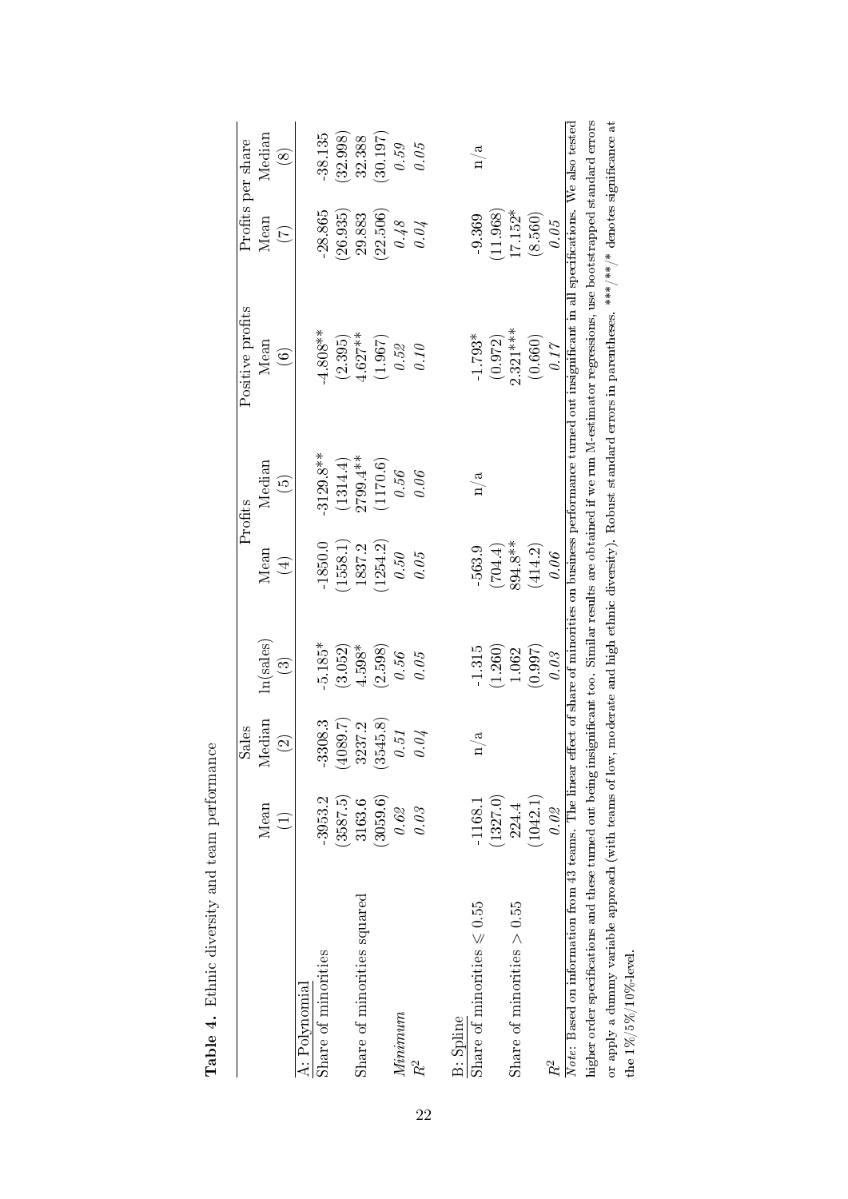**Table 4.** Ethnic diversity and team performance

| | Sales | | | Profits | | Positive profits | Profits per share | |
|---|---|---|---|---|---|---|---|---|
| | Mean | Median | ln(sales) | Mean | Median | Mean | Mean | Median |
| | (1) | (2) | (3) | (4) | (5) | (6) | (7) | (8) |
| A: Polynomial | | | | | | | | |
| Share of minorities | -3953.2 | -3308.3 | -5.185* | -1850.0 | -3129.8** | -4.808** | -28.865 | -38.135 |
| | (3587.5) | (4089.7) | (3.052) | (1558.1) | (1314.4) | (2.395) | (26.935) | (32.998) |
| Share of minorities squared | 3163.6 | 3237.2 | 4.598* | 1837.2 | 2799.4** | 4.627** | 29.883 | 32.388 |
| | (3059.6) | (3545.8) | (2.598) | (1254.2) | (1170.6) | (1.967) | (22.506) | (30.197) |
| *Minimum* | *0.62* | *0.51* | *0.56* | *0.50* | *0.56* | *0.52* | *0.48* | *0.59* |
| $R^2$ | *0.03* | *0.04* | *0.05* | *0.05* | *0.06* | *0.10* | *0.04* | *0.05* |
| B: Spline | | | | | | | | |
| Share of minorities $\leqslant 0.55$ | -1168.1 | n/a | -1.315 | -563.9 | n/a | -1.793* | -9.369 | n/a |
| | (1327.0) | | (1.260) | (704.4) | | (0.972) | (11.968) | |
| Share of minorities $> 0.55$ | 224.4 | | 1.062 | 894.8** | | 2.321*** | 17.152* | |
| | (1042.1) | | (0.997) | (414.2) | | (0.660) | (8.560) | |
| $R^2$ | *0.02* | | *0.03* | *0.06* | | *0.17* | *0.05* | |

*Note:* Based on information from 43 teams. The linear effect of share of minorities on business performance turned out insignificant in all specifications. We also tested higher order specifications and these turned out being insignificant too. Similar results are obtained if we run M-estimator regressions, use bootstrapped standard errors or apply a dummy variable approach (with teams of low, moderate and high ethnic diversity). Robust standard errors in parentheses. ***/**/* denotes significance at the 1%/5%/10%-level.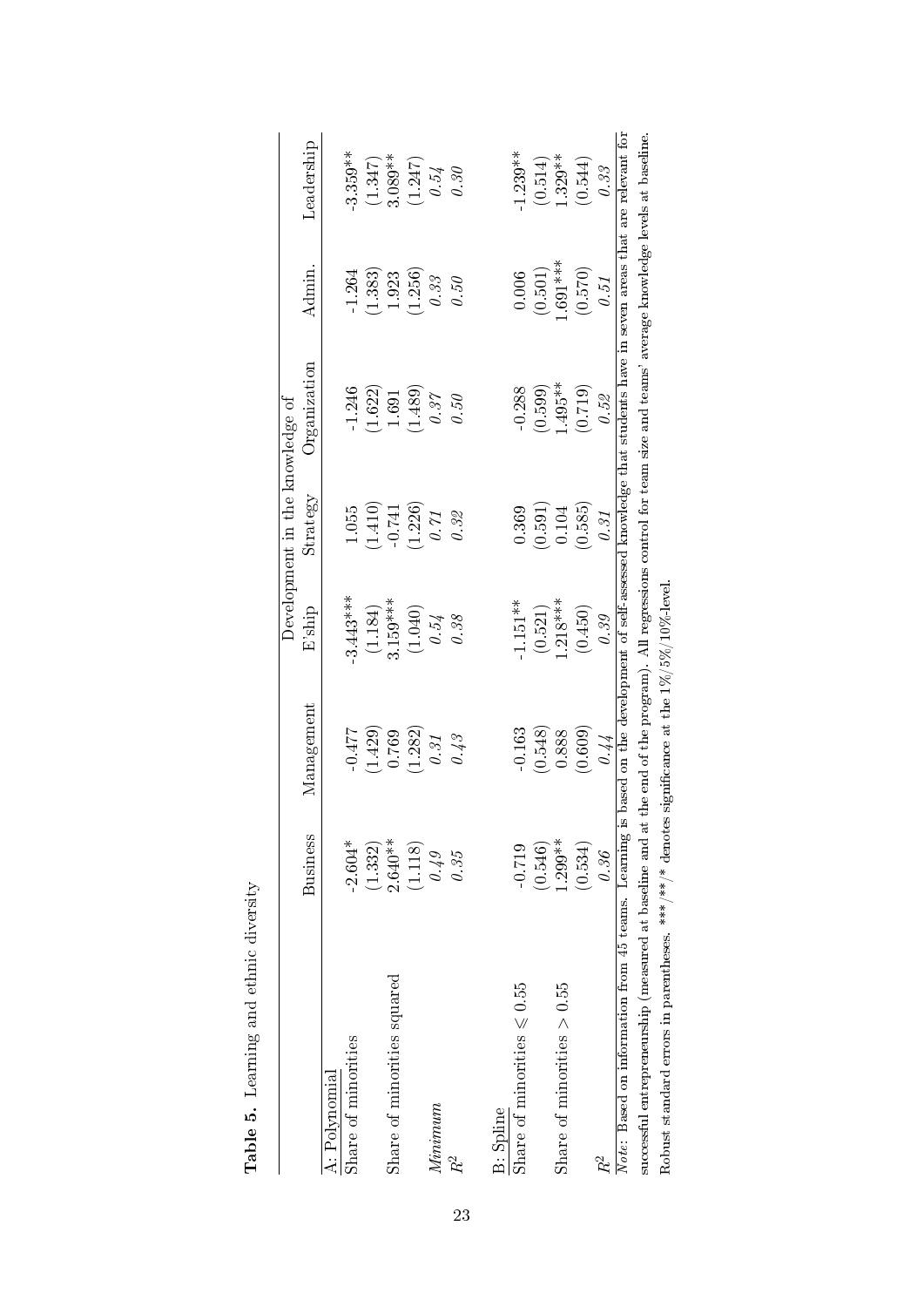**Table 5.** Learning and ethnic diversity

| | Business | Management | Development in the knowledge of E'ship | Strategy | Organization | Admin. | Leadership |
|---|---|---|---|---|---|---|---|
| A: Polynomial | | | | | | | |
| Share of minorities | -2.604* | -0.477 | -3.443*** | 1.055 | -1.246 | -1.264 | -3.359** |
| | (1.332) | (1.429) | (1.184) | (1.410) | (1.622) | (1.383) | (1.347) |
| Share of minorities squared | 2.640** | 0.769 | 3.159*** | -0.741 | 1.691 | 1.923 | 3.089** |
| | (1.118) | (1.282) | (1.040) | (1.226) | (1.489) | (1.256) | (1.247) |
| *Minimum* | *0.49* | *0.31* | *0.54* | *0.71* | *0.37* | *0.33* | *0.54* |
| $R^2$ | *0.35* | *0.43* | *0.38* | *0.32* | *0.50* | *0.50* | *0.30* |
| B: Spline | | | | | | | |
| Share of minorities $\leqslant 0.55$ | -0.719 | -0.163 | -1.151** | 0.369 | -0.288 | 0.006 | -1.239** |
| | (0.546) | (0.548) | (0.521) | (0.591) | (0.599) | (0.501) | (0.514) |
| Share of minorities $> 0.55$ | 1.299** | 0.888 | 1.218*** | 0.104 | 1.495** | 1.691*** | 1.329** |
| | (0.534) | (0.609) | (0.450) | (0.585) | (0.719) | (0.570) | (0.544) |
| $R^2$ | *0.36* | *0.44* | *0.39* | *0.31* | *0.52* | *0.51* | *0.33* |

*Note*: Based on information from 45 teams. Learning is based on the development of self-assessed knowledge that students have in seven areas that are relevant for successful entrepreneurship (measured at baseline and at the end of the program). All regressions control for team size and teams' average knowledge levels at baseline. Robust standard errors in parentheses. ***/**/* denotes significance at the 1%/5%/10%-level.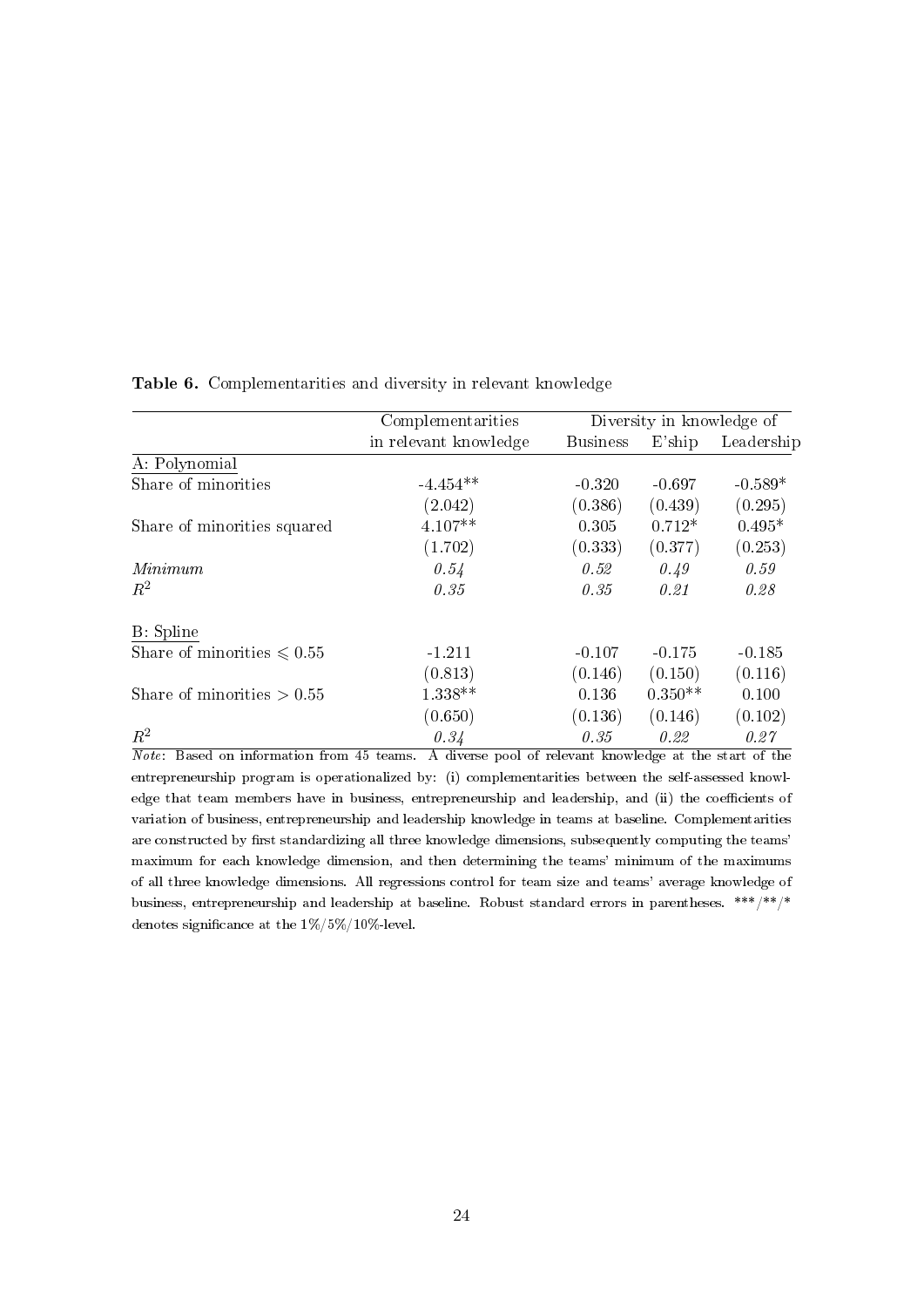**Table 6.** Complementarities and diversity in relevant knowledge

| | Complementarities in relevant knowledge | Diversity in knowledge of | | |
|---|---|---|---|---|
| | | Business | E'ship | Leadership |
| A: Polynomial | | | | |
| Share of minorities | -4.454** | -0.320 | -0.697 | -0.589* |
| | (2.042) | (0.386) | (0.439) | (0.295) |
| Share of minorities squared | 4.107** | 0.305 | 0.712* | 0.495* |
| | (1.702) | (0.333) | (0.377) | (0.253) |
| *Minimum* | *0.54* | *0.52* | *0.49* | *0.59* |
| $R^2$ | *0.35* | *0.35* | *0.21* | *0.28* |
| B: Spline | | | | |
| Share of minorities $\leqslant 0.55$ | -1.211 | -0.107 | -0.175 | -0.185 |
| | (0.813) | (0.146) | (0.150) | (0.116) |
| Share of minorities $> 0.55$ | 1.338** | 0.136 | 0.350** | 0.100 |
| | (0.650) | (0.136) | (0.146) | (0.102) |
| $R^2$ | *0.34* | *0.35* | *0.22* | *0.27* |

*Note*: Based on information from 45 teams. A diverse pool of relevant knowledge at the start of the entrepreneurship program is operationalized by: (i) complementarities between the self-assessed knowledge that team members have in business, entrepreneurship and leadership, and (ii) the coefficients of variation of business, entrepreneurship and leadership knowledge in teams at baseline. Complementarities are constructed by first standardizing all three knowledge dimensions, subsequently computing the teams' maximum for each knowledge dimension, and then determining the teams' minimum of the maximums of all three knowledge dimensions. All regressions control for team size and teams' average knowledge of business, entrepreneurship and leadership at baseline. Robust standard errors in parentheses. ***/**/* denotes significance at the 1%/5%/10%-level.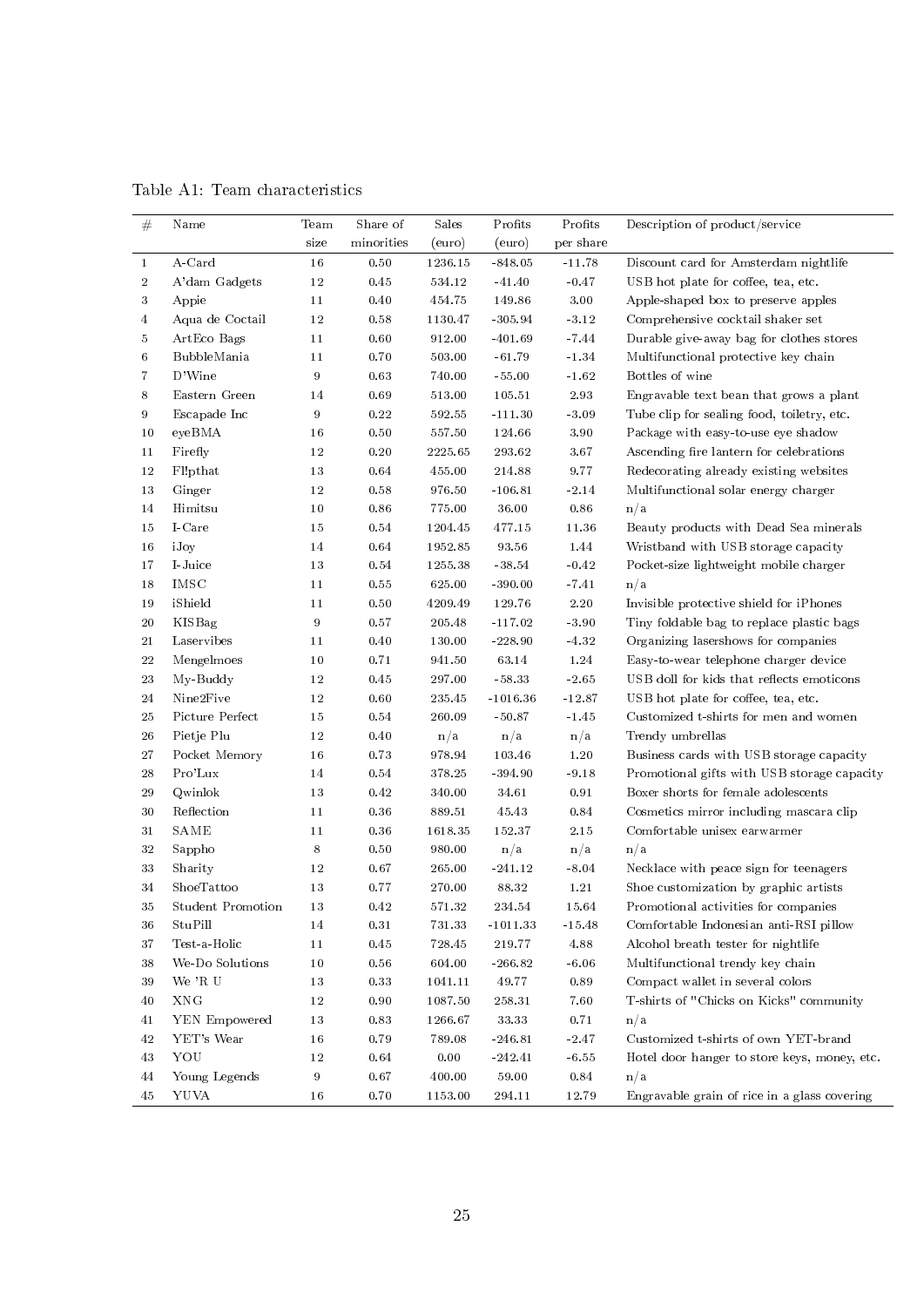Table A1: Team characteristics

| # | Name | Team size | Share of minorities | Sales (euro) | Profits (euro) | Profits per share | Description of product/service |
|---|---|---|---|---|---|---|---|
| 1 | A-Card | 16 | 0.50 | 1236.15 | -848.05 | -11.78 | Discount card for Amsterdam nightlife |
| 2 | A'dam Gadgets | 12 | 0.45 | 534.12 | -41.40 | -0.47 | USB hot plate for coffee, tea, etc. |
| 3 | Appie | 11 | 0.40 | 454.75 | 149.86 | 3.00 | Apple-shaped box to preserve apples |
| 4 | Aqua de Coctail | 12 | 0.58 | 1130.47 | -305.94 | -3.12 | Comprehensive cocktail shaker set |
| 5 | ArtEco Bags | 11 | 0.60 | 912.00 | -401.69 | -7.44 | Durable give-away bag for clothes stores |
| 6 | BubbleMania | 11 | 0.70 | 503.00 | -61.79 | -1.34 | Multifunctional protective key chain |
| 7 | D'Wine | 9 | 0.63 | 740.00 | -55.00 | -1.62 | Bottles of wine |
| 8 | Eastern Green | 14 | 0.69 | 513.00 | 105.51 | 2.93 | Engravable text bean that grows a plant |
| 9 | Escapade Inc | 9 | 0.22 | 592.55 | -111.30 | -3.09 | Tube clip for sealing food, toiletry, etc. |
| 10 | eyeBMA | 16 | 0.50 | 557.50 | 124.66 | 3.90 | Package with easy-to-use eye shadow |
| 11 | Firefly | 12 | 0.20 | 2225.65 | 293.62 | 3.67 | Ascending fire lantern for celebrations |
| 12 | Fl!pthat | 13 | 0.64 | 455.00 | 214.88 | 9.77 | Redecorating already existing websites |
| 13 | Ginger | 12 | 0.58 | 976.50 | -106.81 | -2.14 | Multifunctional solar energy charger |
| 14 | Himitsu | 10 | 0.86 | 775.00 | 36.00 | 0.86 | n/a |
| 15 | I-Care | 15 | 0.54 | 1204.45 | 477.15 | 11.36 | Beauty products with Dead Sea minerals |
| 16 | iJoy | 14 | 0.64 | 1952.85 | 93.56 | 1.44 | Wristband with USB storage capacity |
| 17 | I-Juice | 13 | 0.54 | 1255.38 | -38.54 | -0.42 | Pocket-size lightweight mobile charger |
| 18 | IMSC | 11 | 0.55 | 625.00 | -390.00 | -7.41 | n/a |
| 19 | iShield | 11 | 0.50 | 4209.49 | 129.76 | 2.20 | Invisible protective shield for iPhones |
| 20 | KISBag | 9 | 0.57 | 205.48 | -117.02 | -3.90 | Tiny foldable bag to replace plastic bags |
| 21 | Laservibes | 11 | 0.40 | 130.00 | -228.90 | -4.32 | Organizing lasershows for companies |
| 22 | Mengelmoes | 10 | 0.71 | 941.50 | 63.14 | 1.24 | Easy-to-wear telephone charger device |
| 23 | My-Buddy | 12 | 0.45 | 297.00 | -58.33 | -2.65 | USB doll for kids that reflects emoticons |
| 24 | Nine2Five | 12 | 0.60 | 235.45 | -1016.36 | -12.87 | USB hot plate for coffee, tea, etc. |
| 25 | Picture Perfect | 15 | 0.54 | 260.09 | -50.87 | -1.45 | Customized t-shirts for men and women |
| 26 | Pietje Plu | 12 | 0.40 | n/a | n/a | n/a | Trendy umbrellas |
| 27 | Pocket Memory | 16 | 0.73 | 978.94 | 103.46 | 1.20 | Business cards with USB storage capacity |
| 28 | Pro'Lux | 14 | 0.54 | 378.25 | -394.90 | -9.18 | Promotional gifts with USB storage capacity |
| 29 | Qwinlok | 13 | 0.42 | 340.00 | 34.61 | 0.91 | Boxer shorts for female adolescents |
| 30 | Reflection | 11 | 0.36 | 889.51 | 45.43 | 0.84 | Cosmetics mirror including mascara clip |
| 31 | SAME | 11 | 0.36 | 1618.35 | 152.37 | 2.15 | Comfortable unisex earwarmer |
| 32 | Sappho | 8 | 0.50 | 980.00 | n/a | n/a | n/a |
| 33 | Sharity | 12 | 0.67 | 265.00 | -241.12 | -8.04 | Necklace with peace sign for teenagers |
| 34 | ShoeTattoo | 13 | 0.77 | 270.00 | 88.32 | 1.21 | Shoe customization by graphic artists |
| 35 | Student Promotion | 13 | 0.42 | 571.32 | 234.54 | 15.64 | Promotional activities for companies |
| 36 | StuPill | 14 | 0.31 | 731.33 | -1011.33 | -15.48 | Comfortable Indonesian anti-RSI pillow |
| 37 | Test-a-Holic | 11 | 0.45 | 728.45 | 219.77 | 4.88 | Alcohol breath tester for nightlife |
| 38 | We-Do Solutions | 10 | 0.56 | 604.00 | -266.82 | -6.06 | Multifunctional trendy key chain |
| 39 | We 'R U | 13 | 0.33 | 1041.11 | 49.77 | 0.89 | Compact wallet in several colors |
| 40 | XNG | 12 | 0.90 | 1087.50 | 258.31 | 7.60 | T-shirts of "Chicks on Kicks" community |
| 41 | YEN Empowered | 13 | 0.83 | 1266.67 | 33.33 | 0.71 | n/a |
| 42 | YET's Wear | 16 | 0.79 | 789.08 | -246.81 | -2.47 | Customized t-shirts of own YET-brand |
| 43 | YOU | 12 | 0.64 | 0.00 | -242.41 | -6.55 | Hotel door hanger to store keys, money, etc. |
| 44 | Young Legends | 9 | 0.67 | 400.00 | 59.00 | 0.84 | n/a |
| 45 | YUVA | 16 | 0.70 | 1153.00 | 294.11 | 12.79 | Engravable grain of rice in a glass covering |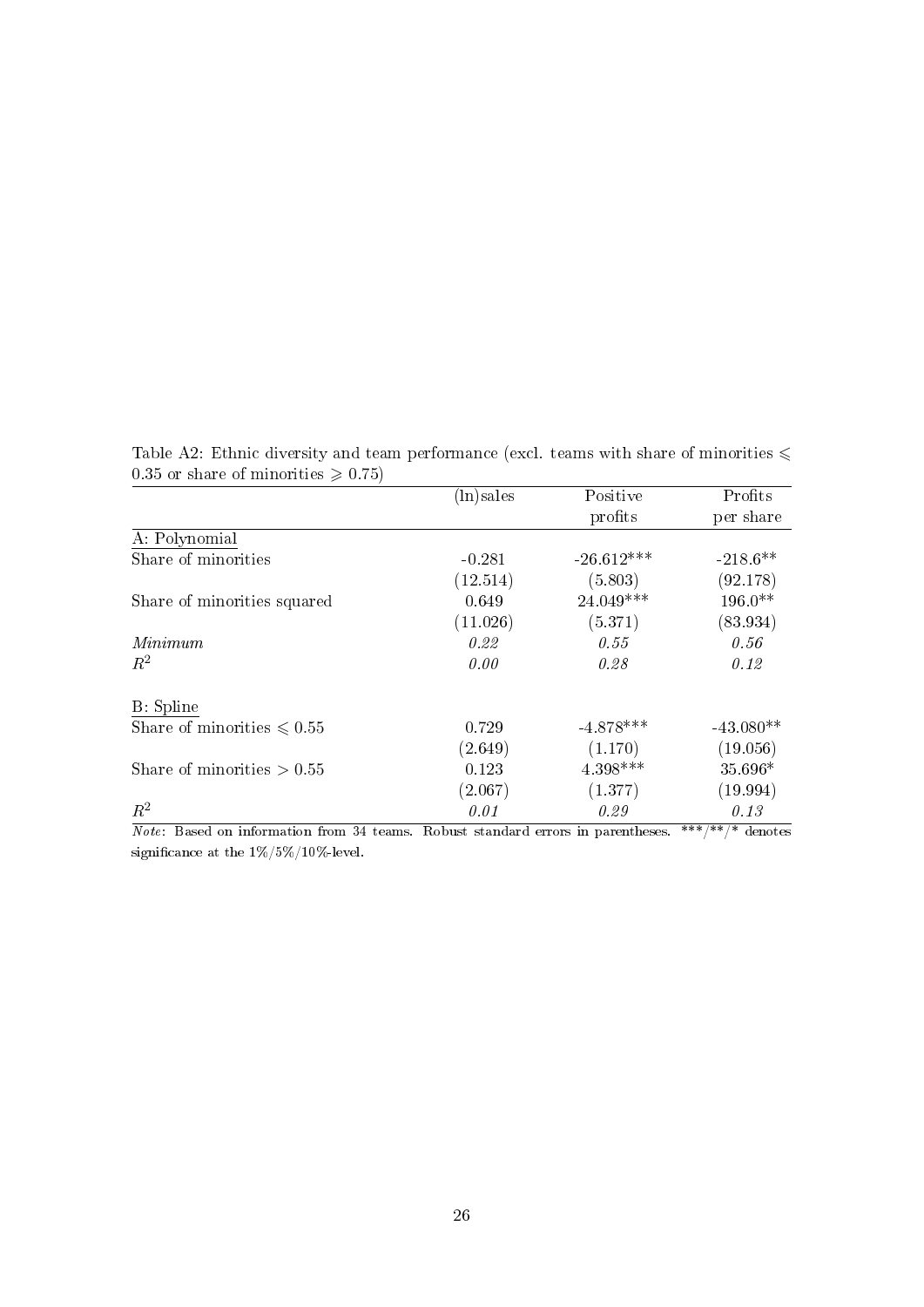Table A2: Ethnic diversity and team performance (excl. teams with share of minorities $\leqslant$ 0.35 or share of minorities $\geqslant$ 0.75)

| | (ln)sales | Positive profits | Profits per share |
|---|---|---|---|
| A: Polynomial | | | |
| Share of minorities | -0.281 | -26.612*** | -218.6** |
| | (12.514) | (5.803) | (92.178) |
| Share of minorities squared | 0.649 | 24.049*** | 196.0** |
| | (11.026) | (5.371) | (83.934) |
| *Minimum* | *0.22* | *0.55* | *0.56* |
| $R^2$ | *0.00* | *0.28* | *0.12* |
| | | | |
| B: Spline | | | |
| Share of minorities $\leqslant 0.55$ | 0.729 | -4.878*** | -43.080** |
| | (2.649) | (1.170) | (19.056) |
| Share of minorities $> 0.55$ | 0.123 | 4.398*** | 35.696* |
| | (2.067) | (1.377) | (19.994) |
| $R^2$ | *0.01* | *0.29* | *0.13* |

*Note*: Based on information from 34 teams. Robust standard errors in parentheses. ***/**/* denotes significance at the 1%/5%/10%-level.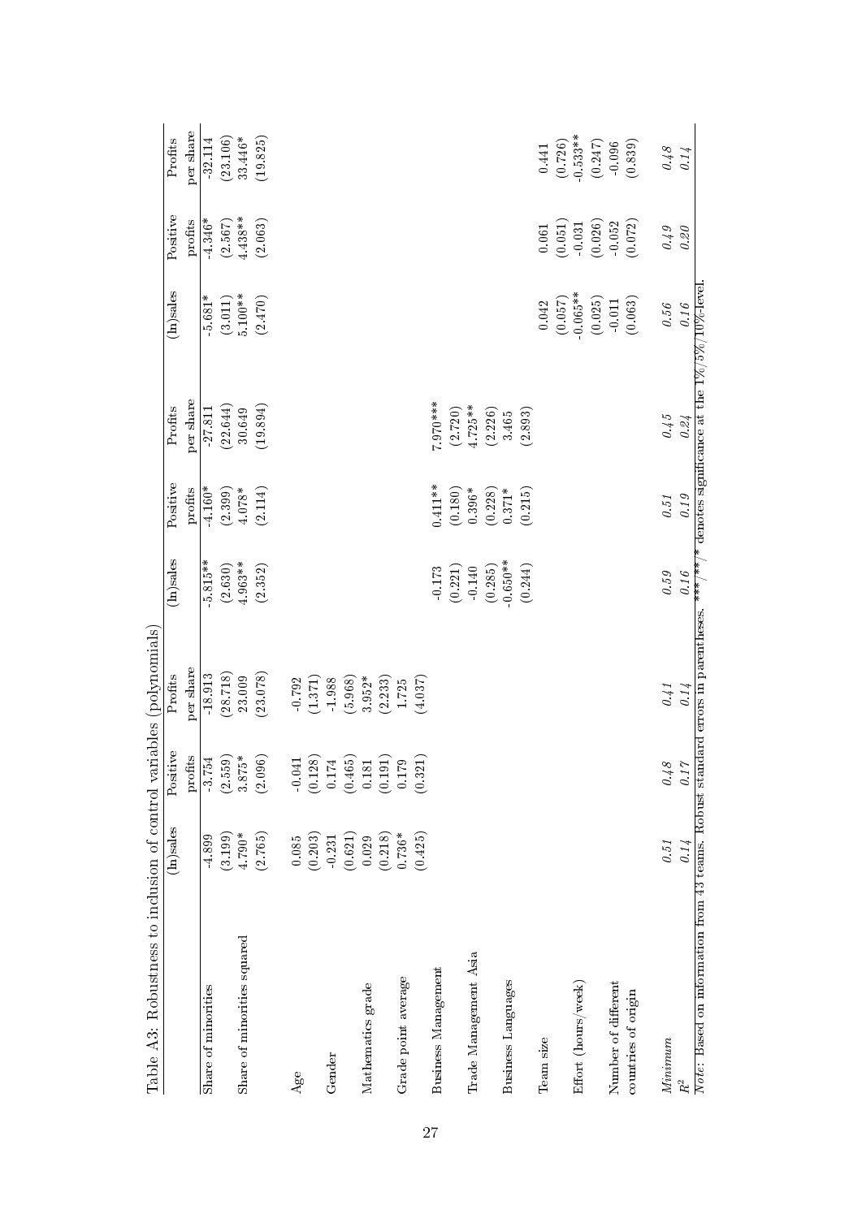Table A3: Robustness to inclusion of control variables (polynomials)

| | (ln)sales | Positive profits | Profits per share | (ln)sales | Positive profits | Profits per share | (ln)sales | Positive profits | Profits per share |
|---|---|---|---|---|---|---|---|---|---|
| Share of minorities | -4.899 | -3.754 | -18.913 | -5.815** | -4.160* | -27.811 | -5.681* | -4.346* | -32.114 |
| | (3.199) | (2.559) | (28.718) | (2.630) | (2.399) | (22.644) | (3.011) | (2.567) | (23.106) |
| Share of minorities squared | 4.790* | 3.875* | 23.009 | 4.963** | 4.078* | 30.649 | 5.100** | 4.438** | 33.446* |
| | (2.765) | (2.096) | (23.078) | (2.352) | (2.114) | (19.894) | (2.470) | (2.063) | (19.825) |
| Age | 0.085 | -0.041 | -0.792 | | | | | | |
| | (0.203) | (0.128) | (1.371) | | | | | | |
| Gender | -0.231 | 0.174 | -1.988 | | | | | | |
| | (0.621) | (0.465) | (5.968) | | | | | | |
| Mathematics grade | 0.029 | 0.181 | 3.952* | | | | | | |
| | (0.218) | (0.191) | (2.233) | | | | | | |
| Grade point average | 0.736* | 0.179 | 1.725 | | | | | | |
| | (0.425) | (0.321) | (4.037) | | | | | | |
| Business Management | | | | -0.173 | 0.411** | 7.970*** | | | |
| | | | | (0.221) | (0.180) | (2.720) | | | |
| Trade Management Asia | | | | -0.140 | 0.396* | 4.725** | | | |
| | | | | (0.285) | (0.228) | (2.226) | | | |
| Business Languages | | | | -0.650** | 0.371* | 3.465 | | | |
| | | | | (0.244) | (0.215) | (2.893) | | | |
| Team size | | | | | | | 0.042 | 0.061 | 0.441 |
| | | | | | | | (0.057) | (0.051) | (0.726) |
| Effort (hours/week) | | | | | | | -0.065** | -0.031 | -0.533** |
| | | | | | | | (0.025) | (0.026) | (0.247) |
| Number of different countries of origin | | | | | | | -0.011 | -0.052 | -0.096 |
| | | | | | | | (0.063) | (0.072) | (0.839) |
| *Minimum* | *0.51* | *0.48* | *0.41* | *0.59* | *0.51* | *0.45* | *0.56* | *0.49* | *0.48* |
| $R^2$ | 0.14 | 0.17 | 0.14 | 0.16 | 0.19 | 0.24 | 0.16 | 0.20 | 0.14 |

*Note:* Based on information from 43 teams. Robust standard errors in parentheses. ***/**/* denotes significance at the 1%/5%/10%-level.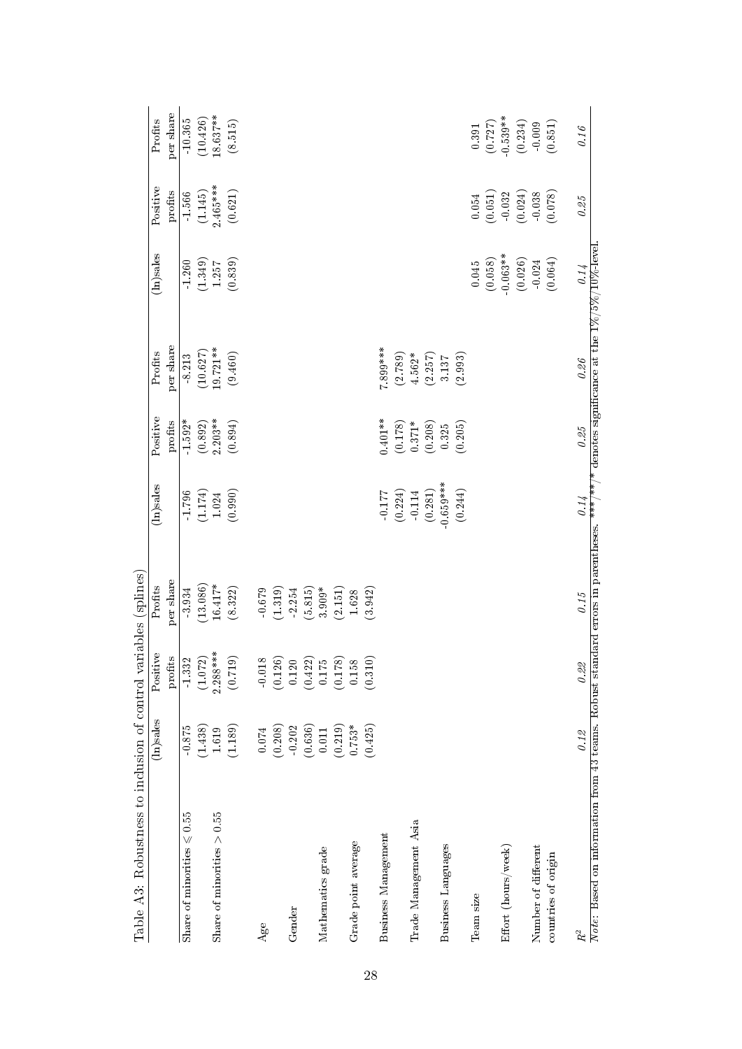Table A3: Robustness to inclusion of control variables (splines)

| | (ln)sales | Positive profits | Profits per share | (ln)sales | Positive profits | Profits per share | (ln)sales | Positive profits | Profits per share |
|---|---|---|---|---|---|---|---|---|---|
| Share of minorities $\leqslant 0.55$ | -0.875 | -1.332 | -3.934 | -1.796 | -1.592* | -8.213 | -1.260 | -1.566 | -10.365 |
| | (1.438) | (1.072) | (13.086) | (1.174) | (0.892) | (10.627) | (1.349) | (1.145) | (10.426) |
| Share of minorities $> 0.55$ | 1.619 | 2.288*** | 16.417* | 1.024 | 2.203** | 19.721** | 1.257 | 2.465*** | 18.637** |
| | (1.189) | (0.719) | (8.322) | (0.990) | (0.894) | (9.460) | (0.839) | (0.621) | (8.515) |
| Age | 0.074 | -0.018 | -0.679 | | | | | | |
| | (0.208) | (0.126) | (1.319) | | | | | | |
| Gender | -0.202 | 0.120 | -2.254 | | | | | | |
| | (0.636) | (0.422) | (5.815) | | | | | | |
| Mathematics grade | 0.011 | 0.175 | 3.909* | | | | | | |
| | (0.219) | (0.178) | (2.151) | | | | | | |
| Grade point average | 0.753* | 0.158 | 1.628 | | | | | | |
| | (0.425) | (0.310) | (3.942) | | | | | | |
| Business Management | | | | -0.177 | 0.401** | 7.899*** | | | |
| | | | | (0.224) | (0.178) | (2.789) | | | |
| Trade Management Asia | | | | -0.114 | 0.371* | 4.562* | | | |
| | | | | (0.281) | (0.208) | (2.257) | | | |
| Business Languages | | | | -0.659*** | 0.325 | 3.137 | | | |
| | | | | (0.244) | (0.205) | (2.993) | | | |
| Team size | | | | | | | 0.045 | 0.054 | 0.391 |
| | | | | | | | (0.058) | (0.051) | (0.727) |
| Effort (hours/week) | | | | | | | -0.063** | -0.032 | -0.539** |
| | | | | | | | (0.026) | (0.024) | (0.234) |
| Number of different countries of origin | | | | | | | -0.024 | -0.038 | -0.009 |
| | | | | | | | (0.064) | (0.078) | (0.851) |
| $R^2$ | *0.12* | *0.22* | *0.15* | *0.14* | *0.25* | *0.26* | *0.14* | *0.25* | *0.16* |

*Note:* Based on information from 43 teams. Robust standard errors in parentheses. ***/**/* denotes significance at the 1%/5%/10%-level.